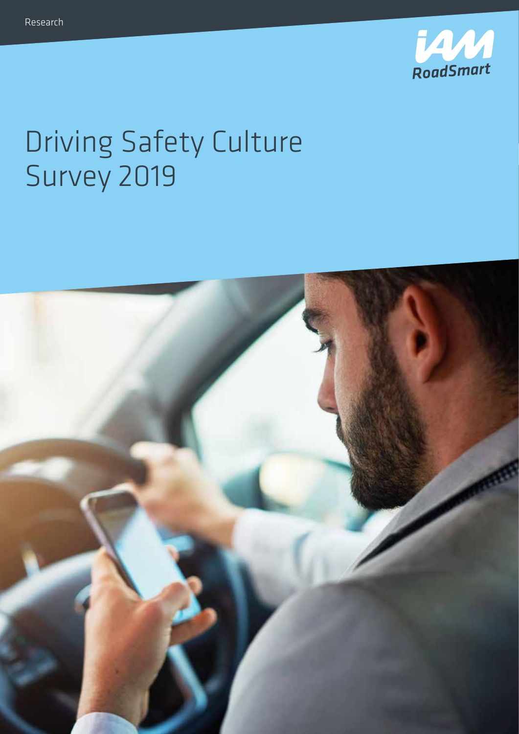Research

IAM RoadSmart

# Driving Safety Culture Survey 2019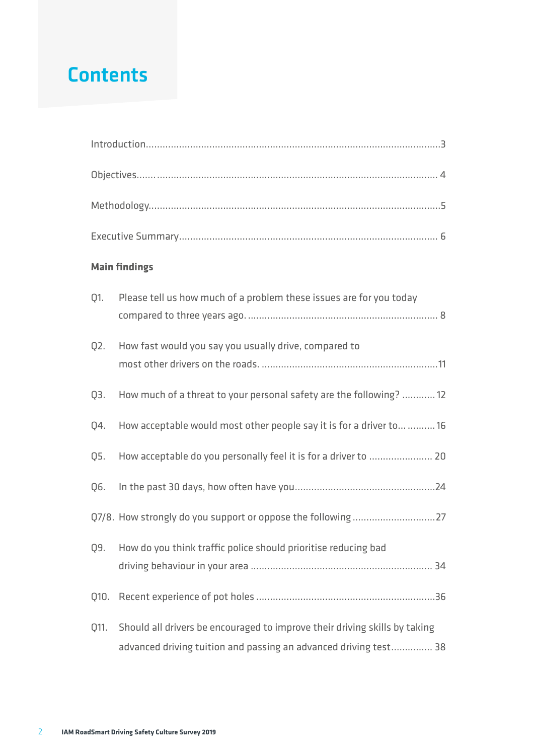# Contents

Introduction....................................................................................................3

Objectives....................................................................................................4

Methodology....................................................................................................5

Executive Summary....................................................................................................6

**Main findings**

Q1. Please tell us how much of a problem these issues are for you today compared to three years ago. .................................................................... 8

Q2. How fast would you say you usually drive, compared to most other drivers on the roads. ...............................................................11

Q3. How much of a threat to your personal safety are the following? ............ 12

Q4. How acceptable would most other people say it is for a driver to... .......... 16

Q5. How acceptable do you personally feel it is for a driver to ....................... 20

Q6. In the past 30 days, how often have you..................................................24

Q7/8. How strongly do you support or oppose the following .............................27

Q9. How do you think traffic police should prioritise reducing bad driving behaviour in your area ................................................................. 34

Q10. Recent experience of pot holes ................................................................36

Q11. Should all drivers be encouraged to improve their driving skills by taking advanced driving tuition and passing an advanced driving test............... 38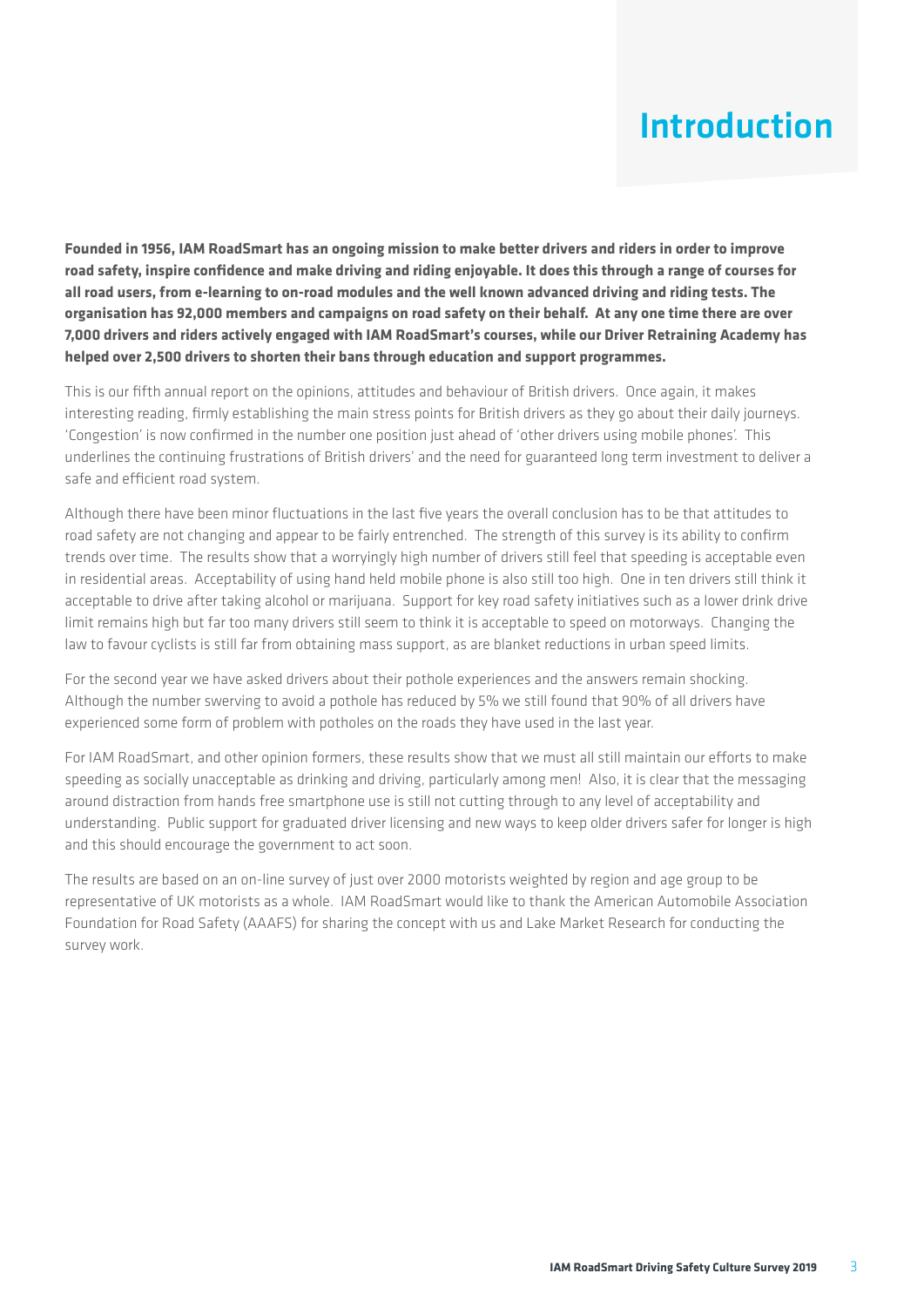# Introduction

**Founded in 1956, IAM RoadSmart has an ongoing mission to make better drivers and riders in order to improve road safety, inspire confidence and make driving and riding enjoyable. It does this through a range of courses for all road users, from e-learning to on-road modules and the well known advanced driving and riding tests. The organisation has 92,000 members and campaigns on road safety on their behalf. At any one time there are over 7,000 drivers and riders actively engaged with IAM RoadSmart's courses, while our Driver Retraining Academy has helped over 2,500 drivers to shorten their bans through education and support programmes.**

This is our fifth annual report on the opinions, attitudes and behaviour of British drivers. Once again, it makes interesting reading, firmly establishing the main stress points for British drivers as they go about their daily journeys. 'Congestion' is now confirmed in the number one position just ahead of 'other drivers using mobile phones'. This underlines the continuing frustrations of British drivers' and the need for guaranteed long term investment to deliver a safe and efficient road system.

Although there have been minor fluctuations in the last five years the overall conclusion has to be that attitudes to road safety are not changing and appear to be fairly entrenched. The strength of this survey is its ability to confirm trends over time. The results show that a worryingly high number of drivers still feel that speeding is acceptable even in residential areas. Acceptability of using hand held mobile phone is also still too high. One in ten drivers still think it acceptable to drive after taking alcohol or marijuana. Support for key road safety initiatives such as a lower drink drive limit remains high but far too many drivers still seem to think it is acceptable to speed on motorways. Changing the law to favour cyclists is still far from obtaining mass support, as are blanket reductions in urban speed limits.

For the second year we have asked drivers about their pothole experiences and the answers remain shocking. Although the number swerving to avoid a pothole has reduced by 5% we still found that 90% of all drivers have experienced some form of problem with potholes on the roads they have used in the last year.

For IAM RoadSmart, and other opinion formers, these results show that we must all still maintain our efforts to make speeding as socially unacceptable as drinking and driving, particularly among men! Also, it is clear that the messaging around distraction from hands free smartphone use is still not cutting through to any level of acceptability and understanding. Public support for graduated driver licensing and new ways to keep older drivers safer for longer is high and this should encourage the government to act soon.

The results are based on an on-line survey of just over 2000 motorists weighted by region and age group to be representative of UK motorists as a whole. IAM RoadSmart would like to thank the American Automobile Association Foundation for Road Safety (AAAFS) for sharing the concept with us and Lake Market Research for conducting the survey work.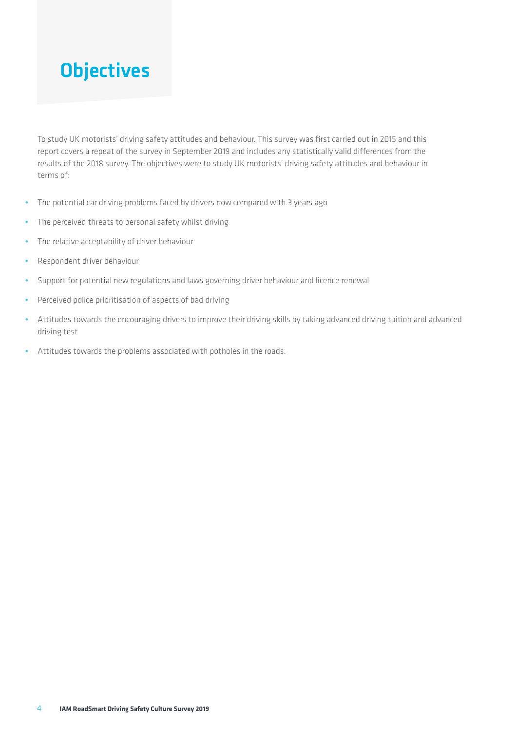# Objectives

To study UK motorists' driving safety attitudes and behaviour. This survey was first carried out in 2015 and this report covers a repeat of the survey in September 2019 and includes any statistically valid differences from the results of the 2018 survey. The objectives were to study UK motorists' driving safety attitudes and behaviour in terms of:

- The potential car driving problems faced by drivers now compared with 3 years ago
- The perceived threats to personal safety whilst driving
- The relative acceptability of driver behaviour
- Respondent driver behaviour
- Support for potential new regulations and laws governing driver behaviour and licence renewal
- Perceived police prioritisation of aspects of bad driving
- Attitudes towards the encouraging drivers to improve their driving skills by taking advanced driving tuition and advanced driving test
- Attitudes towards the problems associated with potholes in the roads.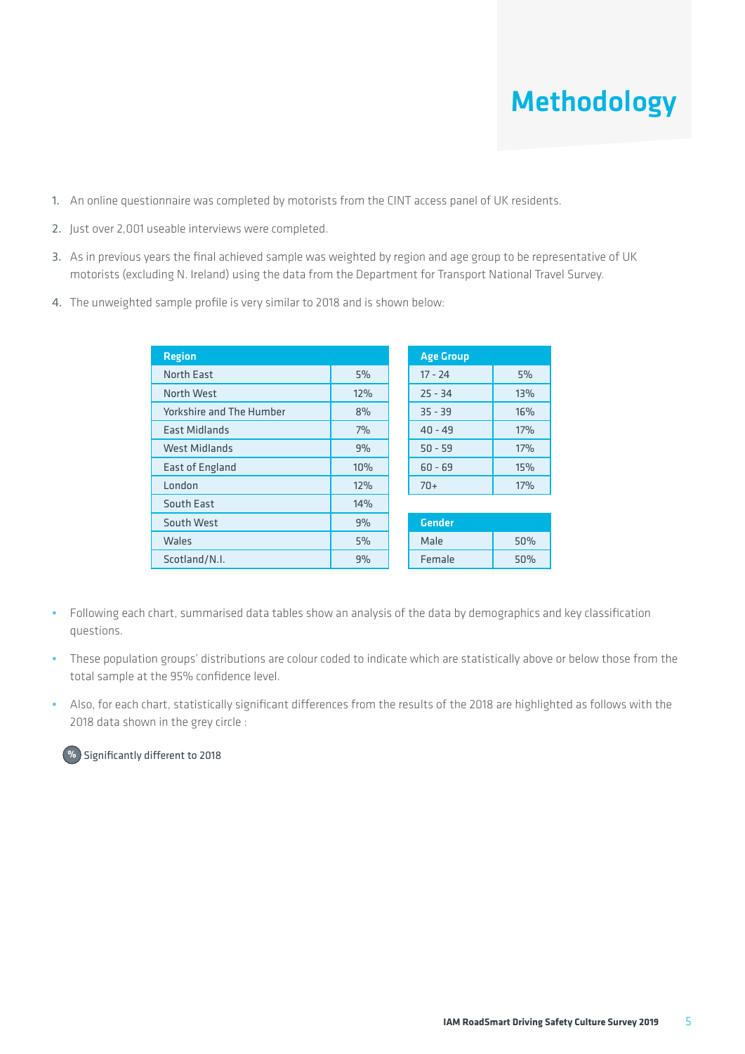# Methodology

1. An online questionnaire was completed by motorists from the CINT access panel of UK residents.
2. Just over 2,001 useable interviews were completed.
3. As in previous years the final achieved sample was weighted by region and age group to be representative of UK motorists (excluding N. Ireland) using the data from the Department for Transport National Travel Survey.
4. The unweighted sample profile is very similar to 2018 and is shown below:

| Region | |
|---|---|
| North East | 5% |
| North West | 12% |
| Yorkshire and The Humber | 8% |
| East Midlands | 7% |
| West Midlands | 9% |
| East of England | 10% |
| London | 12% |
| South East | 14% |
| South West | 9% |
| Wales | 5% |
| Scotland/N.I. | 9% |

| Age Group | |
|---|---|
| 17 - 24 | 5% |
| 25 - 34 | 13% |
| 35 - 39 | 16% |
| 40 - 49 | 17% |
| 50 - 59 | 17% |
| 60 - 69 | 15% |
| 70+ | 17% |

| Gender | |
|---|---|
| Male | 50% |
| Female | 50% |

- Following each chart, summarised data tables show an analysis of the data by demographics and key classification questions.
- These population groups' distributions are colour coded to indicate which are statistically above or below those from the total sample at the 95% confidence level.
- Also, for each chart, statistically significant differences from the results of the 2018 are highlighted as follows with the 2018 data shown in the grey circle :

% Significantly different to 2018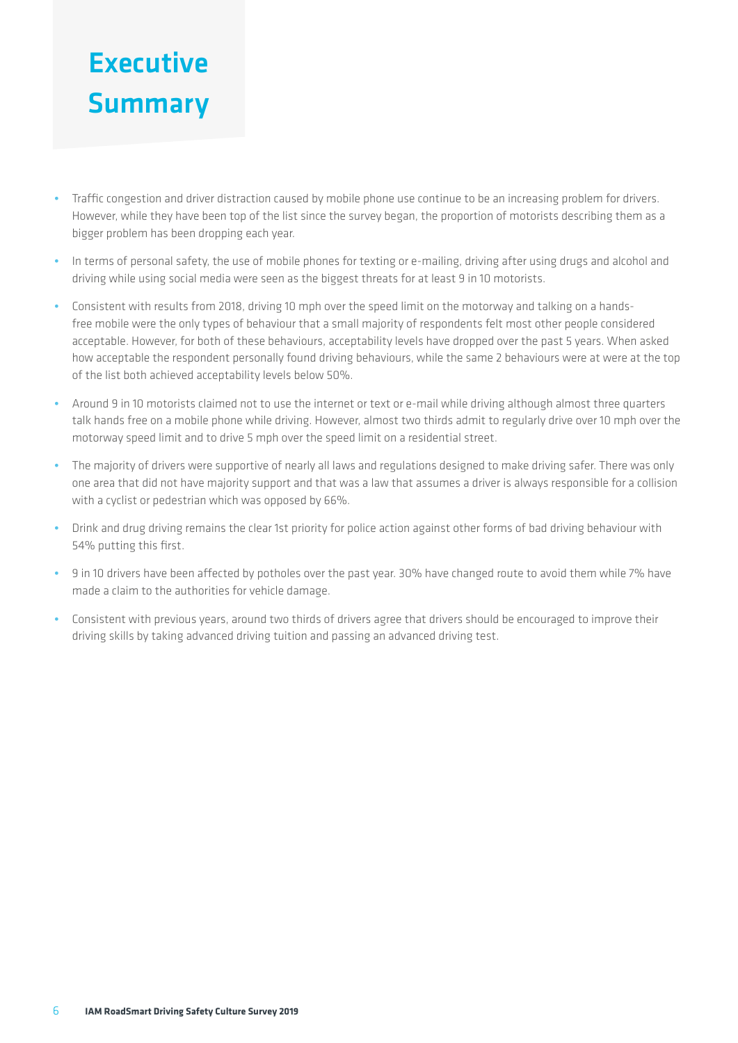# Executive Summary

- Traffic congestion and driver distraction caused by mobile phone use continue to be an increasing problem for drivers. However, while they have been top of the list since the survey began, the proportion of motorists describing them as a bigger problem has been dropping each year.
- In terms of personal safety, the use of mobile phones for texting or e-mailing, driving after using drugs and alcohol and driving while using social media were seen as the biggest threats for at least 9 in 10 motorists.
- Consistent with results from 2018, driving 10 mph over the speed limit on the motorway and talking on a hands-free mobile were the only types of behaviour that a small majority of respondents felt most other people considered acceptable. However, for both of these behaviours, acceptability levels have dropped over the past 5 years. When asked how acceptable the respondent personally found driving behaviours, while the same 2 behaviours were at were at the top of the list both achieved acceptability levels below 50%.
- Around 9 in 10 motorists claimed not to use the internet or text or e-mail while driving although almost three quarters talk hands free on a mobile phone while driving. However, almost two thirds admit to regularly drive over 10 mph over the motorway speed limit and to drive 5 mph over the speed limit on a residential street.
- The majority of drivers were supportive of nearly all laws and regulations designed to make driving safer. There was only one area that did not have majority support and that was a law that assumes a driver is always responsible for a collision with a cyclist or pedestrian which was opposed by 66%.
- Drink and drug driving remains the clear 1st priority for police action against other forms of bad driving behaviour with 54% putting this first.
- 9 in 10 drivers have been affected by potholes over the past year. 30% have changed route to avoid them while 7% have made a claim to the authorities for vehicle damage.
- Consistent with previous years, around two thirds of drivers agree that drivers should be encouraged to improve their driving skills by taking advanced driving tuition and passing an advanced driving test.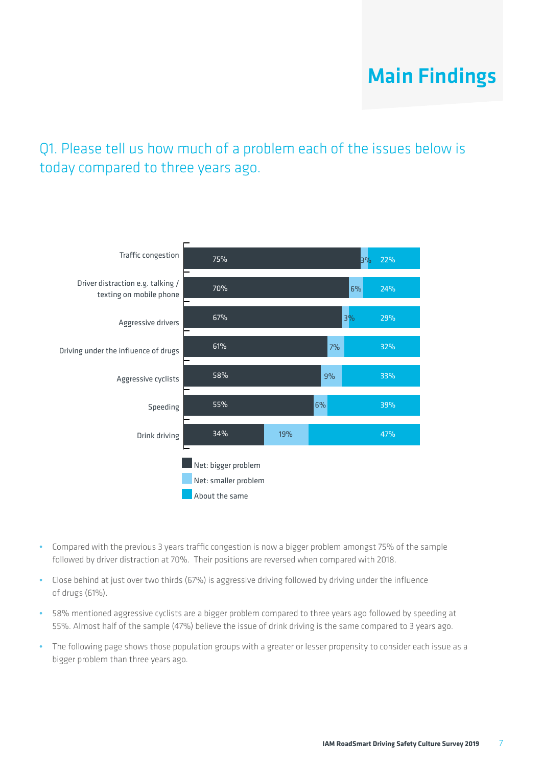# Main Findings

## Q1. Please tell us how much of a problem each of the issues below is today compared to three years ago.

| Issue | Net: bigger problem | Net: smaller problem | About the same |
|---|---|---|---|
| Traffic congestion | 75% | 3% | 22% |
| Driver distraction e.g. talking / texting on mobile phone | 70% | 6% | 24% |
| Aggressive drivers | 67% | 3% | 29% |
| Driving under the influence of drugs | 61% | 7% | 32% |
| Aggressive cyclists | 58% | 9% | 33% |
| Speeding | 55% | 6% | 39% |
| Drink driving | 34% | 19% | 47% |

- Compared with the previous 3 years traffic congestion is now a bigger problem amongst 75% of the sample followed by driver distraction at 70%. Their positions are reversed when compared with 2018.
- Close behind at just over two thirds (67%) is aggressive driving followed by driving under the influence of drugs (61%).
- 58% mentioned aggressive cyclists are a bigger problem compared to three years ago followed by speeding at 55%. Almost half of the sample (47%) believe the issue of drink driving is the same compared to 3 years ago.
- The following page shows those population groups with a greater or lesser propensity to consider each issue as a bigger problem than three years ago.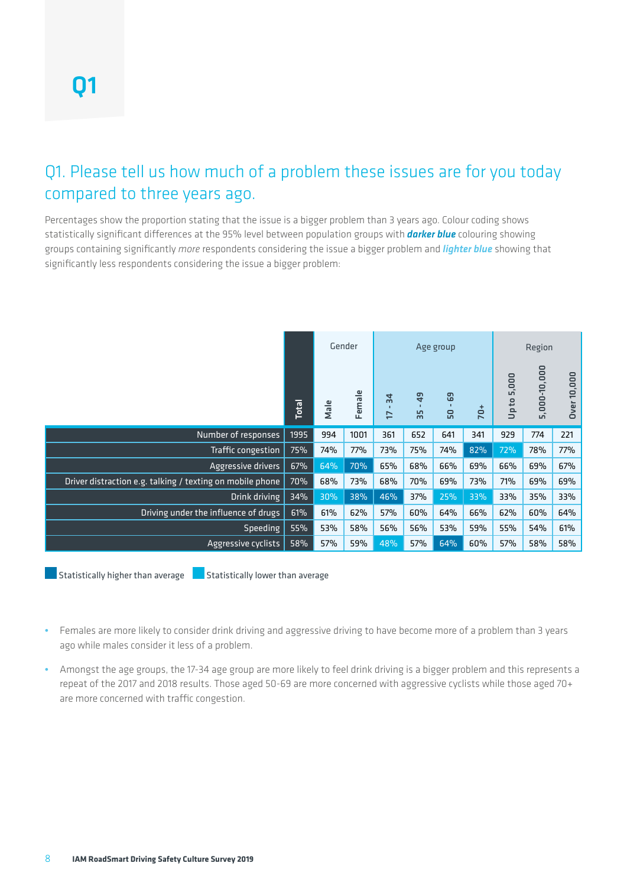# Q1

## Q1. Please tell us how much of a problem these issues are for you today compared to three years ago.

Percentages show the proportion stating that the issue is a bigger problem than 3 years ago. Colour coding shows statistically significant differences at the 95% level between population groups with ***darker blue*** colouring showing groups containing significantly *more* respondents considering the issue a bigger problem and ***lighter blue*** showing that significantly less respondents considering the issue a bigger problem:

| | Total | Gender | | Age group | | | | Region | | |
|---|---|---|---|---|---|---|---|---|---|---|
| | | Male | Female | 17 - 34 | 35 - 49 | 50 - 69 | 70+ | Up to 5,000 | 5,000-10,000 | Over 10,000 |
| Number of responses | 1995 | 994 | 1001 | 361 | 652 | 641 | 341 | 929 | 774 | 221 |
| Traffic congestion | 75% | 74% | 77% | 73% | 75% | 74% | 82% | 72% | 78% | 77% |
| Aggressive drivers | 67% | 64% | 70% | 65% | 68% | 66% | 69% | 66% | 69% | 67% |
| Driver distraction e.g. talking / texting on mobile phone | 70% | 68% | 73% | 68% | 70% | 69% | 73% | 71% | 69% | 69% |
| Drink driving | 34% | 30% | 38% | 46% | 37% | 25% | 33% | 33% | 35% | 33% |
| Driving under the influence of drugs | 61% | 61% | 62% | 57% | 60% | 64% | 66% | 62% | 60% | 64% |
| Speeding | 55% | 53% | 58% | 56% | 56% | 53% | 59% | 55% | 54% | 61% |
| Aggressive cyclists | 58% | 57% | 59% | 48% | 57% | 64% | 60% | 57% | 58% | 58% |

Statistically higher than average (dark blue): Traffic congestion 70+ (82%); Aggressive drivers Female (70%); Drink driving 17 - 34 (46%); Aggressive cyclists 50 - 69 (64%).

Statistically lower than average (light blue): Traffic congestion Up to 5,000 (72%); Aggressive drivers Male (64%); Drink driving Male (30%), Female (38%), 50 - 69 (25%), 70+ (33%); Aggressive cyclists 17 - 34 (48%).

- Females are more likely to consider drink driving and aggressive driving to have become more of a problem than 3 years ago while males consider it less of a problem.
- Amongst the age groups, the 17-34 age group are more likely to feel drink driving is a bigger problem and this represents a repeat of the 2017 and 2018 results. Those aged 50-69 are more concerned with aggressive cyclists while those aged 70+ are more concerned with traffic congestion.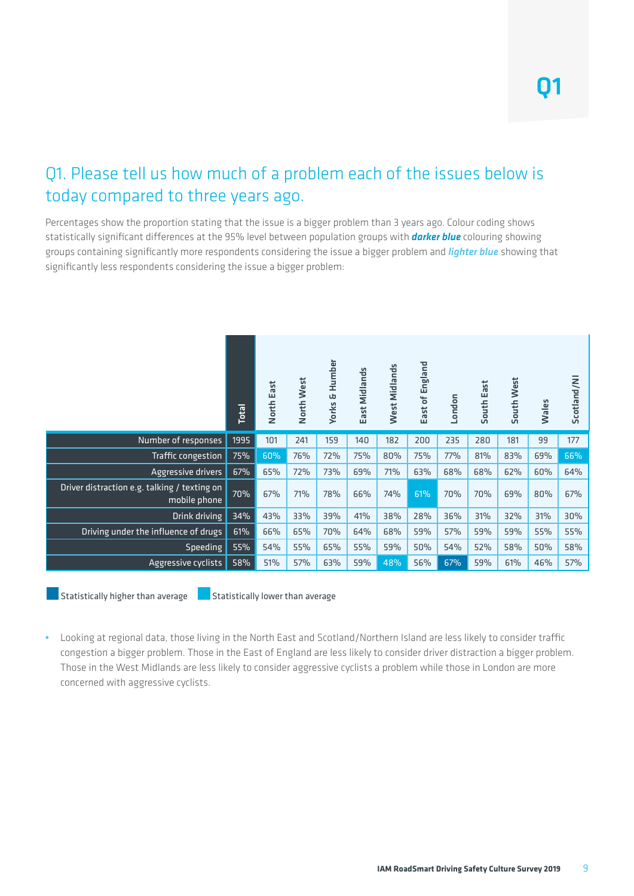Q1

# Q1. Please tell us how much of a problem each of the issues below is today compared to three years ago.

Percentages show the proportion stating that the issue is a bigger problem than 3 years ago. Colour coding shows statistically significant differences at the 95% level between population groups with ***darker blue*** colouring showing groups containing significantly more respondents considering the issue a bigger problem and ***lighter blue*** showing that significantly less respondents considering the issue a bigger problem:

| | Total | North East | North West | Yorks & Humber | East Midlands | West Midlands | East of England | London | South East | South West | Wales | Scotland/NI |
|---|---|---|---|---|---|---|---|---|---|---|---|---|
| Number of responses | 1995 | 101 | 241 | 159 | 140 | 182 | 200 | 235 | 280 | 181 | 99 | 177 |
| Traffic congestion | 75% | 60% | 76% | 72% | 75% | 80% | 75% | 77% | 81% | 83% | 69% | 66% |
| Aggressive drivers | 67% | 65% | 72% | 73% | 69% | 71% | 63% | 68% | 68% | 62% | 60% | 64% |
| Driver distraction e.g. talking / texting on mobile phone | 70% | 67% | 71% | 78% | 66% | 74% | 61% | 70% | 70% | 69% | 80% | 67% |
| Drink driving | 34% | 43% | 33% | 39% | 41% | 38% | 28% | 36% | 31% | 32% | 31% | 30% |
| Driving under the influence of drugs | 61% | 66% | 65% | 70% | 64% | 68% | 59% | 57% | 59% | 59% | 55% | 55% |
| Speeding | 55% | 54% | 55% | 65% | 55% | 59% | 50% | 54% | 52% | 58% | 50% | 58% |
| Aggressive cyclists | 58% | 51% | 57% | 63% | 59% | 48% | 56% | 67% | 59% | 61% | 46% | 57% |

Statistically higher than average — Statistically lower than average

- Looking at regional data, those living in the North East and Scotland/Northern Island are less likely to consider traffic congestion a bigger problem. Those in the East of England are less likely to consider driver distraction a bigger problem. Those in the West Midlands are less likely to consider aggressive cyclists a problem while those in London are more concerned with aggressive cyclists.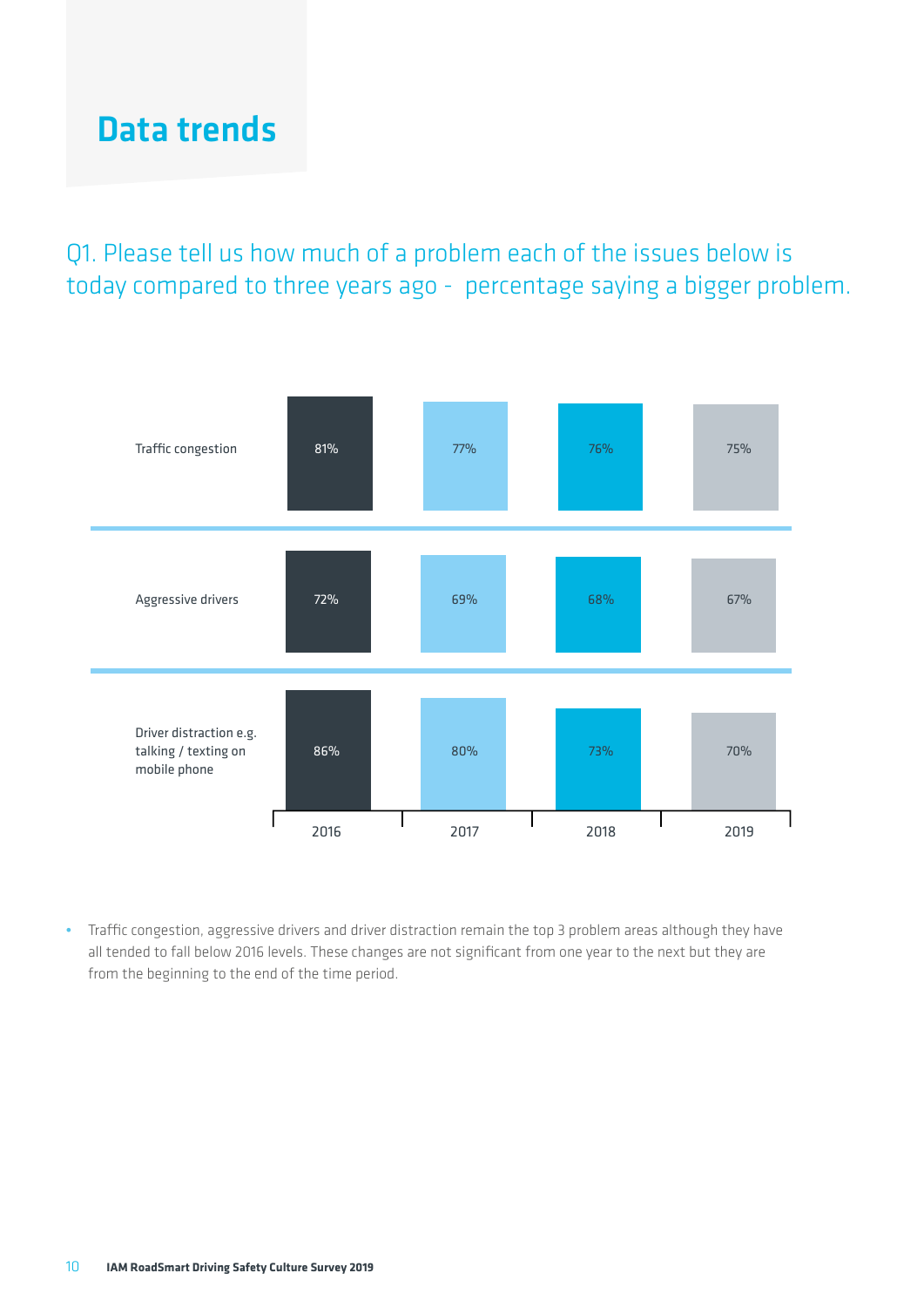## Data trends

Q1. Please tell us how much of a problem each of the issues below is today compared to three years ago - percentage saying a bigger problem.

| | 2016 | 2017 | 2018 | 2019 |
|---|---|---|---|---|
| Traffic congestion | 81% | 77% | 76% | 75% |
| Aggressive drivers | 72% | 69% | 68% | 67% |
| Driver distraction e.g. talking / texting on mobile phone | 86% | 80% | 73% | 70% |

- Traffic congestion, aggressive drivers and driver distraction remain the top 3 problem areas although they have all tended to fall below 2016 levels. These changes are not significant from one year to the next but they are from the beginning to the end of the time period.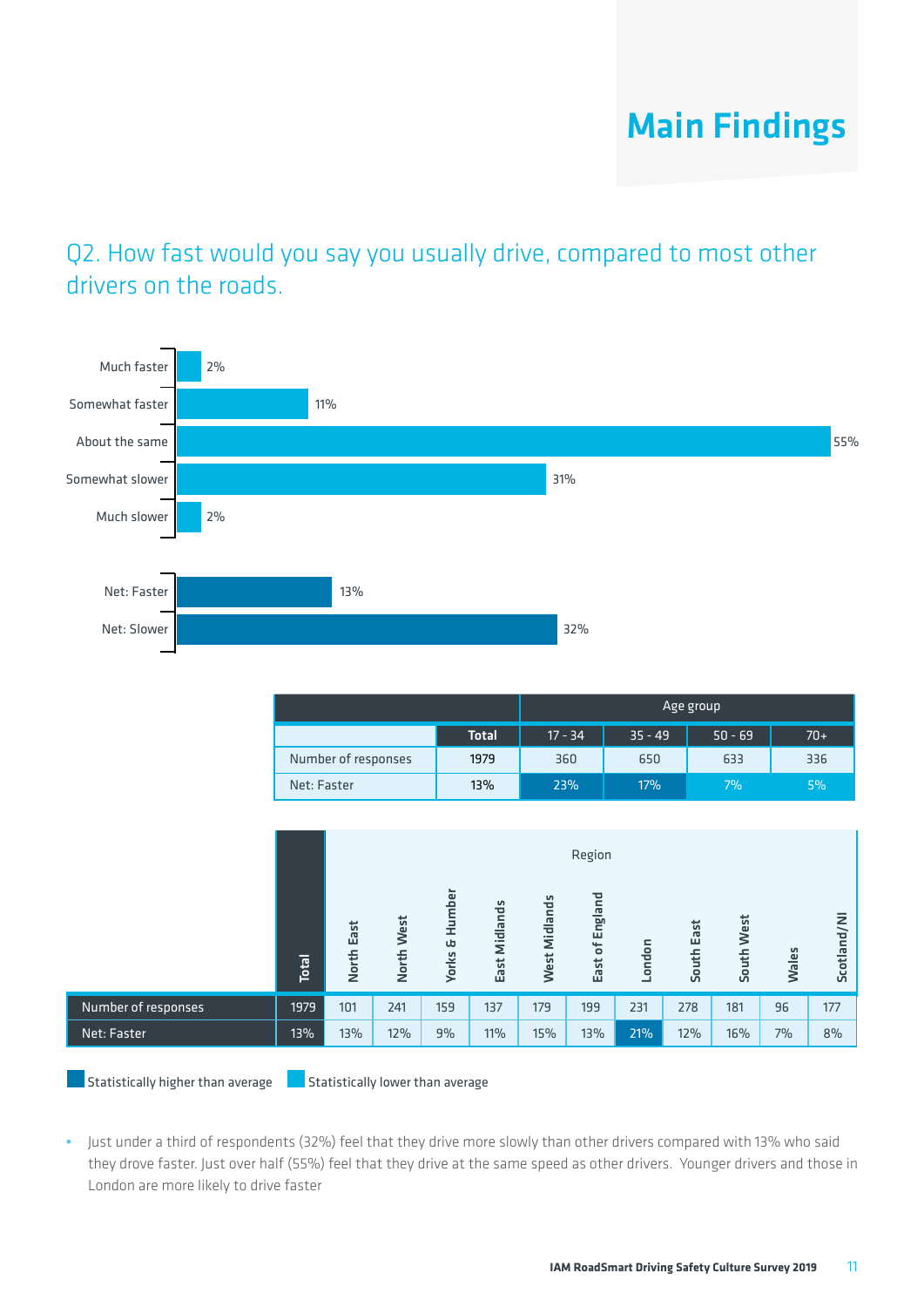# Main Findings

## Q2. How fast would you say you usually drive, compared to most other drivers on the roads.

| Response | % |
|---|---|
| Much faster | 2% |
| Somewhat faster | 11% |
| About the same | 55% |
| Somewhat slower | 31% |
| Much slower | 2% |
| Net: Faster | 13% |
| Net: Slower | 32% |

| | Total | Age group 17 - 34 | 35 - 49 | 50 - 69 | 70+ |
|---|---|---|---|---|---|
| Number of responses | 1979 | 360 | 650 | 633 | 336 |
| Net: Faster | 13% | 23% | 17% | 7% | 5% |

| | Total | North East | North West | Yorks & Humber | East Midlands | West Midlands | East of England | London | South East | South West | Wales | Scotland/NI |
|---|---|---|---|---|---|---|---|---|---|---|---|---|
| Number of responses | 1979 | 101 | 241 | 159 | 137 | 179 | 199 | 231 | 278 | 181 | 96 | 177 |
| Net: Faster | 13% | 13% | 12% | 9% | 11% | 15% | 13% | 21% | 12% | 16% | 7% | 8% |

Statistically higher than average   Statistically lower than average

- Just under a third of respondents (32%) feel that they drive more slowly than other drivers compared with 13% who said they drove faster. Just over half (55%) feel that they drive at the same speed as other drivers. Younger drivers and those in London are more likely to drive faster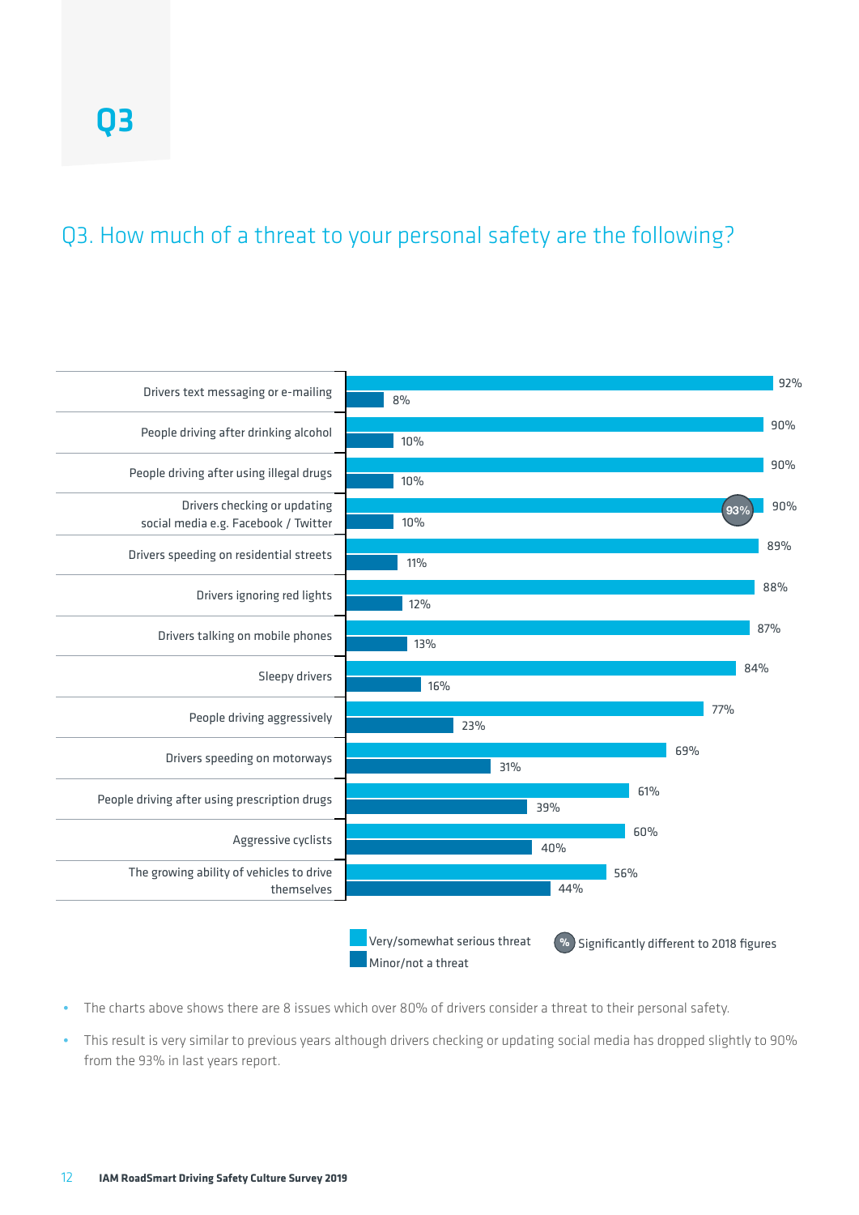# Q3

## Q3. How much of a threat to your personal safety are the following?

| | Very/somewhat serious threat | Minor/not a threat |
|---|---|---|
| Drivers text messaging or e-mailing | 92% | 8% |
| People driving after drinking alcohol | 90% | 10% |
| People driving after using illegal drugs | 90% | 10% |
| Drivers checking or updating social media e.g. Facebook / Twitter | 90% (93%) | 10% |
| Drivers speeding on residential streets | 89% | 11% |
| Drivers ignoring red lights | 88% | 12% |
| Drivers talking on mobile phones | 87% | 13% |
| Sleepy drivers | 84% | 16% |
| People driving aggressively | 77% | 23% |
| Drivers speeding on motorways | 69% | 31% |
| People driving after using prescription drugs | 61% | 39% |
| Aggressive cyclists | 60% | 40% |
| The growing ability of vehicles to drive themselves | 56% | 44% |

(%) Significantly different to 2018 figures

- The charts above shows there are 8 issues which over 80% of drivers consider a threat to their personal safety.
- This result is very similar to previous years although drivers checking or updating social media has dropped slightly to 90% from the 93% in last years report.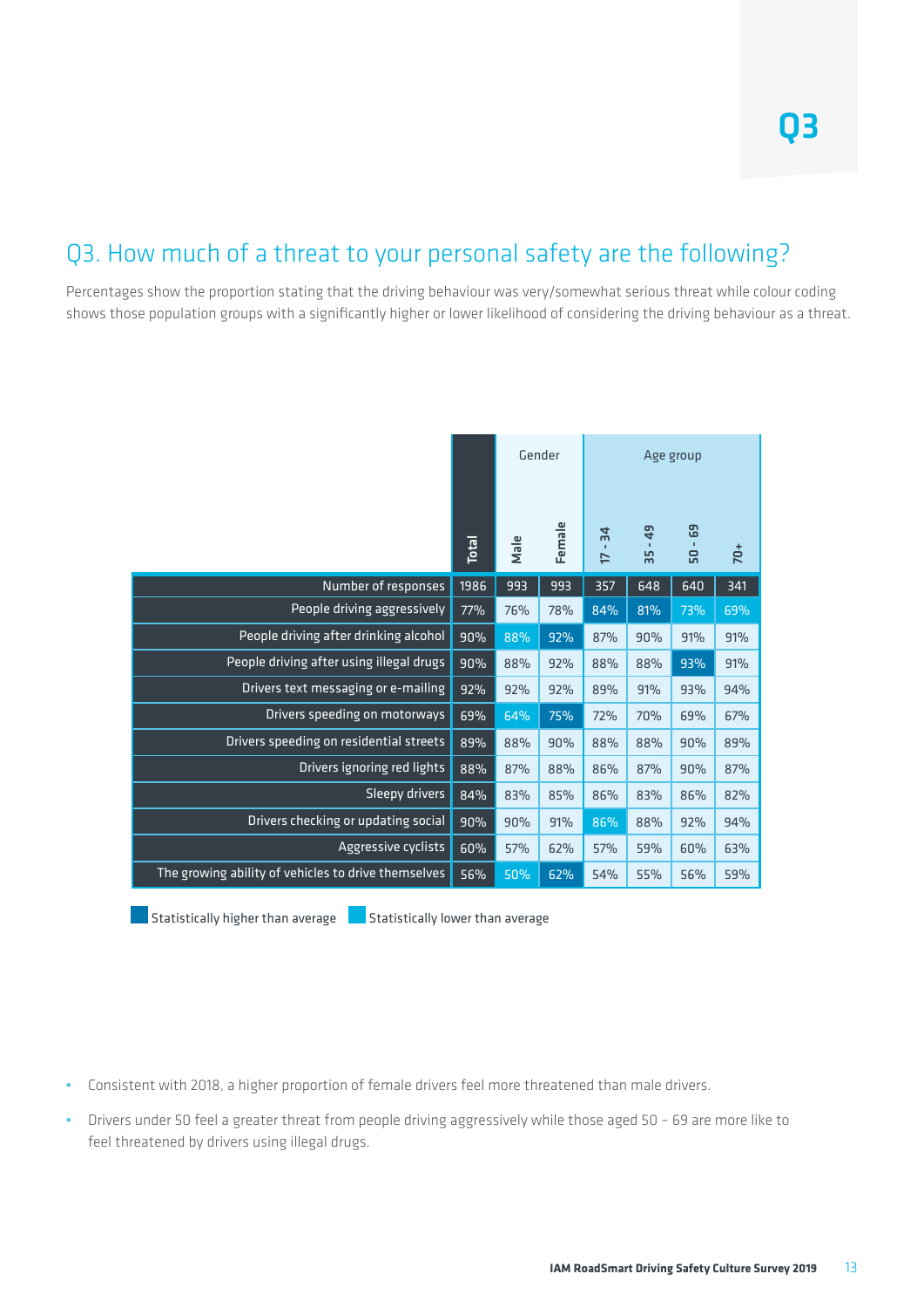# Q3. How much of a threat to your personal safety are the following?

Percentages show the proportion stating that the driving behaviour was very/somewhat serious threat while colour coding shows those population groups with a significantly higher or lower likelihood of considering the driving behaviour as a threat.

| | Total | Gender | | Age group | | | |
|---|---|---|---|---|---|---|---|
| | | Male | Female | 17 - 34 | 35 - 49 | 50 - 69 | 70+ |
| Number of responses | 1986 | 993 | 993 | 357 | 648 | 640 | 341 |
| People driving aggressively | 77% | 76% | 78% | 84% | 81% | 73% | 69% |
| People driving after drinking alcohol | 90% | 88% | 92% | 87% | 90% | 91% | 91% |
| People driving after using illegal drugs | 90% | 88% | 92% | 88% | 88% | 93% | 91% |
| Drivers text messaging or e-mailing | 92% | 92% | 92% | 89% | 91% | 93% | 94% |
| Drivers speeding on motorways | 69% | 64% | 75% | 72% | 70% | 69% | 67% |
| Drivers speeding on residential streets | 89% | 88% | 90% | 88% | 88% | 90% | 89% |
| Drivers ignoring red lights | 88% | 87% | 88% | 86% | 87% | 90% | 87% |
| Sleepy drivers | 84% | 83% | 85% | 86% | 83% | 86% | 82% |
| Drivers checking or updating social | 90% | 90% | 91% | 86% | 88% | 92% | 94% |
| Aggressive cyclists | 60% | 57% | 62% | 57% | 59% | 60% | 63% |
| The growing ability of vehicles to drive themselves | 56% | 50% | 62% | 54% | 55% | 56% | 59% |

Statistically higher than average · Statistically lower than average

- Consistent with 2018, a higher proportion of female drivers feel more threatened than male drivers.
- Drivers under 50 feel a greater threat from people driving aggressively while those aged 50 – 69 are more like to feel threatened by drivers using illegal drugs.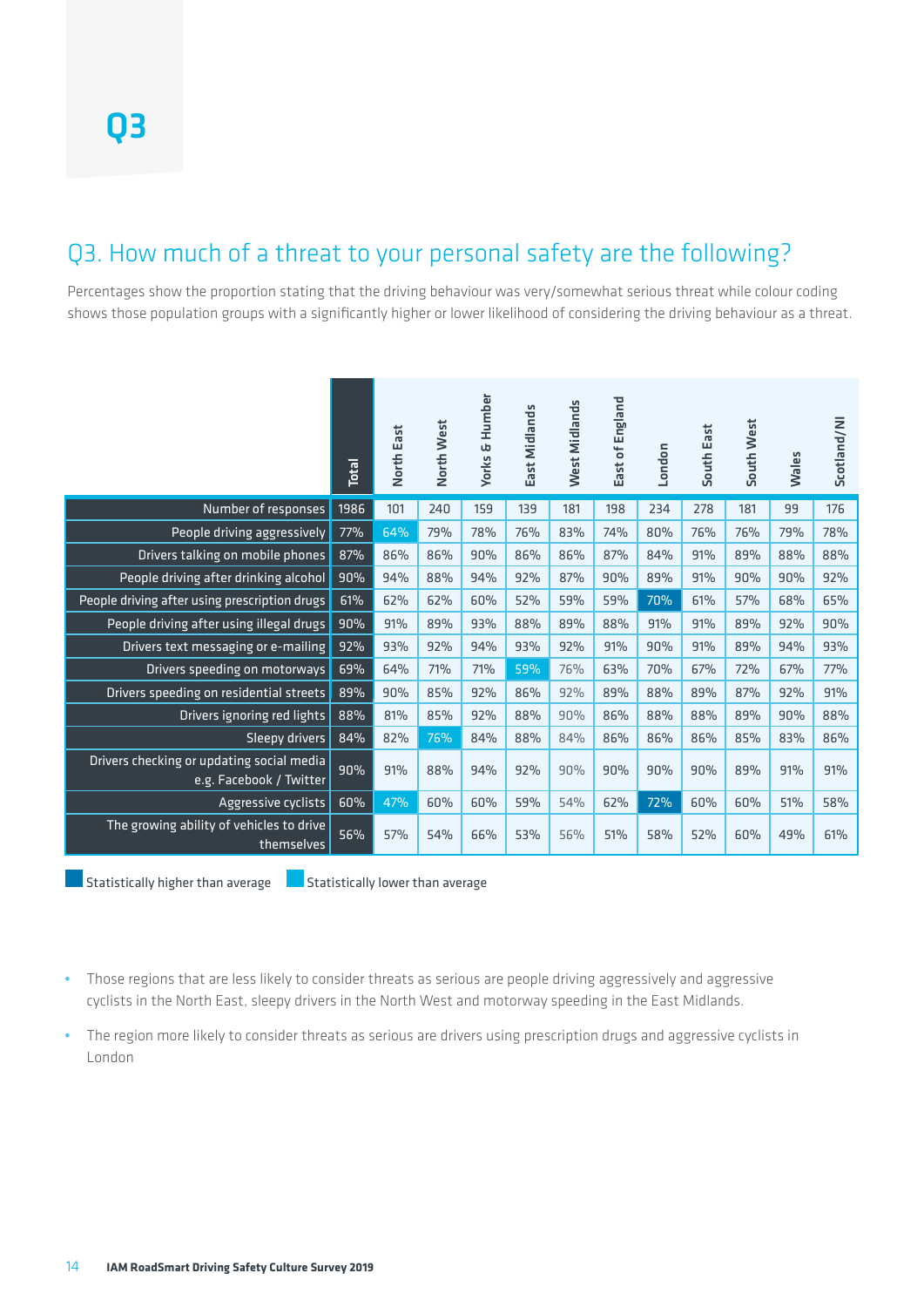# Q3

## Q3. How much of a threat to your personal safety are the following?

Percentages show the proportion stating that the driving behaviour was very/somewhat serious threat while colour coding shows those population groups with a significantly higher or lower likelihood of considering the driving behaviour as a threat.

| | Total | North East | North West | Yorks & Humber | East Midlands | West Midlands | East of England | London | South East | South West | Wales | Scotland/NI |
|---|---|---|---|---|---|---|---|---|---|---|---|---|
| Number of responses | 1986 | 101 | 240 | 159 | 139 | 181 | 198 | 234 | 278 | 181 | 99 | 176 |
| People driving aggressively | 77% | 64% | 79% | 78% | 76% | 83% | 74% | 80% | 76% | 76% | 79% | 78% |
| Drivers talking on mobile phones | 87% | 86% | 86% | 90% | 86% | 86% | 87% | 84% | 91% | 89% | 88% | 88% |
| People driving after drinking alcohol | 90% | 94% | 88% | 94% | 92% | 87% | 90% | 89% | 91% | 90% | 90% | 92% |
| People driving after using prescription drugs | 61% | 62% | 62% | 60% | 52% | 59% | 59% | 70% | 61% | 57% | 68% | 65% |
| People driving after using illegal drugs | 90% | 91% | 89% | 93% | 88% | 89% | 88% | 91% | 91% | 89% | 92% | 90% |
| Drivers text messaging or e-mailing | 92% | 93% | 92% | 94% | 93% | 92% | 91% | 90% | 91% | 89% | 94% | 93% |
| Drivers speeding on motorways | 69% | 64% | 71% | 71% | 59% | 76% | 63% | 70% | 67% | 72% | 67% | 77% |
| Drivers speeding on residential streets | 89% | 90% | 85% | 92% | 86% | 92% | 89% | 88% | 89% | 87% | 92% | 91% |
| Drivers ignoring red lights | 88% | 81% | 85% | 92% | 88% | 90% | 86% | 88% | 88% | 89% | 90% | 88% |
| Sleepy drivers | 84% | 82% | 76% | 84% | 88% | 84% | 86% | 86% | 86% | 85% | 83% | 86% |
| Drivers checking or updating social media e.g. Facebook / Twitter | 90% | 91% | 88% | 94% | 92% | 90% | 90% | 90% | 90% | 89% | 91% | 91% |
| Aggressive cyclists | 60% | 47% | 60% | 60% | 59% | 54% | 62% | 72% | 60% | 60% | 51% | 58% |
| The growing ability of vehicles to drive themselves | 56% | 57% | 54% | 66% | 53% | 56% | 51% | 58% | 52% | 60% | 49% | 61% |

Statistically higher than average | Statistically lower than average

- Those regions that are less likely to consider threats as serious are people driving aggressively and aggressive cyclists in the North East, sleepy drivers in the North West and motorway speeding in the East Midlands.
- The region more likely to consider threats as serious are drivers using prescription drugs and aggressive cyclists in London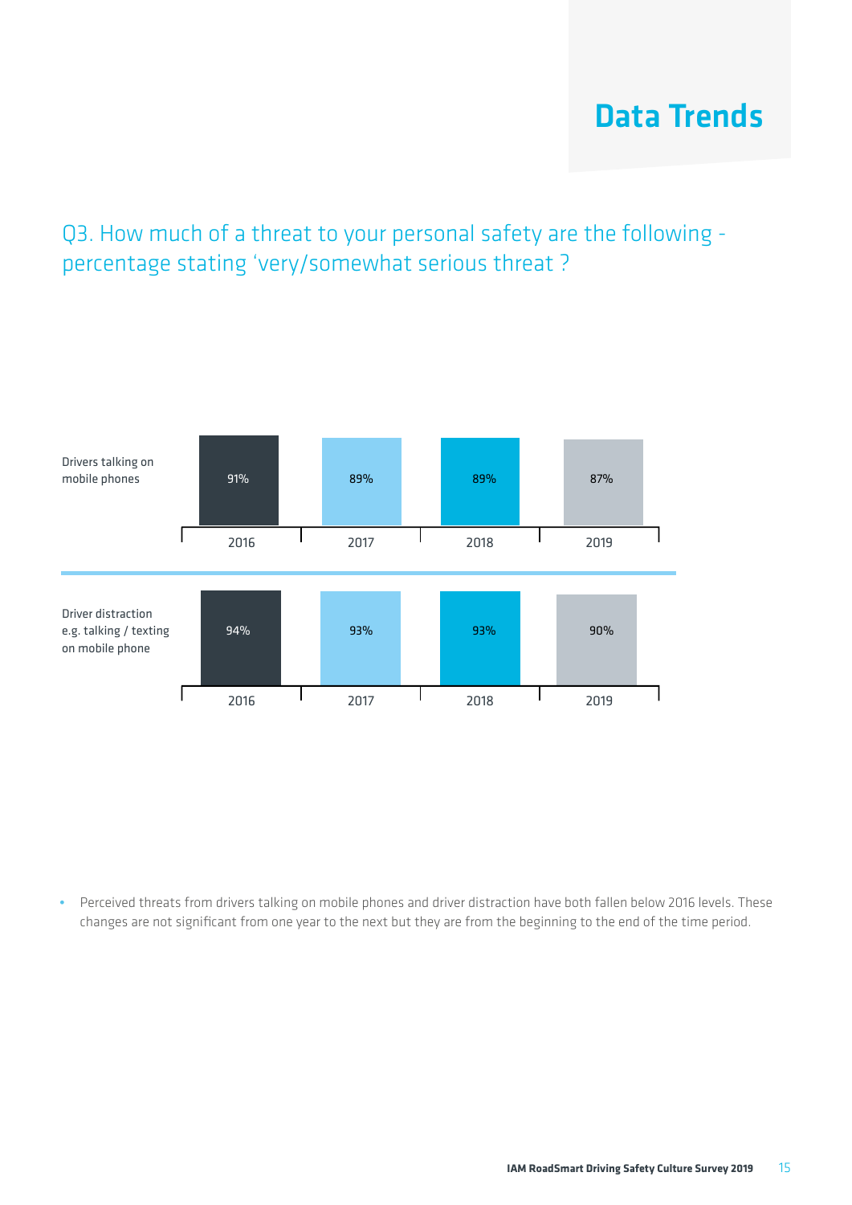# Data Trends

## Q3. How much of a threat to your personal safety are the following - percentage stating 'very/somewhat serious threat ?

| | 2016 | 2017 | 2018 | 2019 |
|---|---|---|---|---|
| Drivers talking on mobile phones | 91% | 89% | 89% | 87% |
| Driver distraction e.g. talking / texting on mobile phone | 94% | 93% | 93% | 90% |

- Perceived threats from drivers talking on mobile phones and driver distraction have both fallen below 2016 levels. These changes are not significant from one year to the next but they are from the beginning to the end of the time period.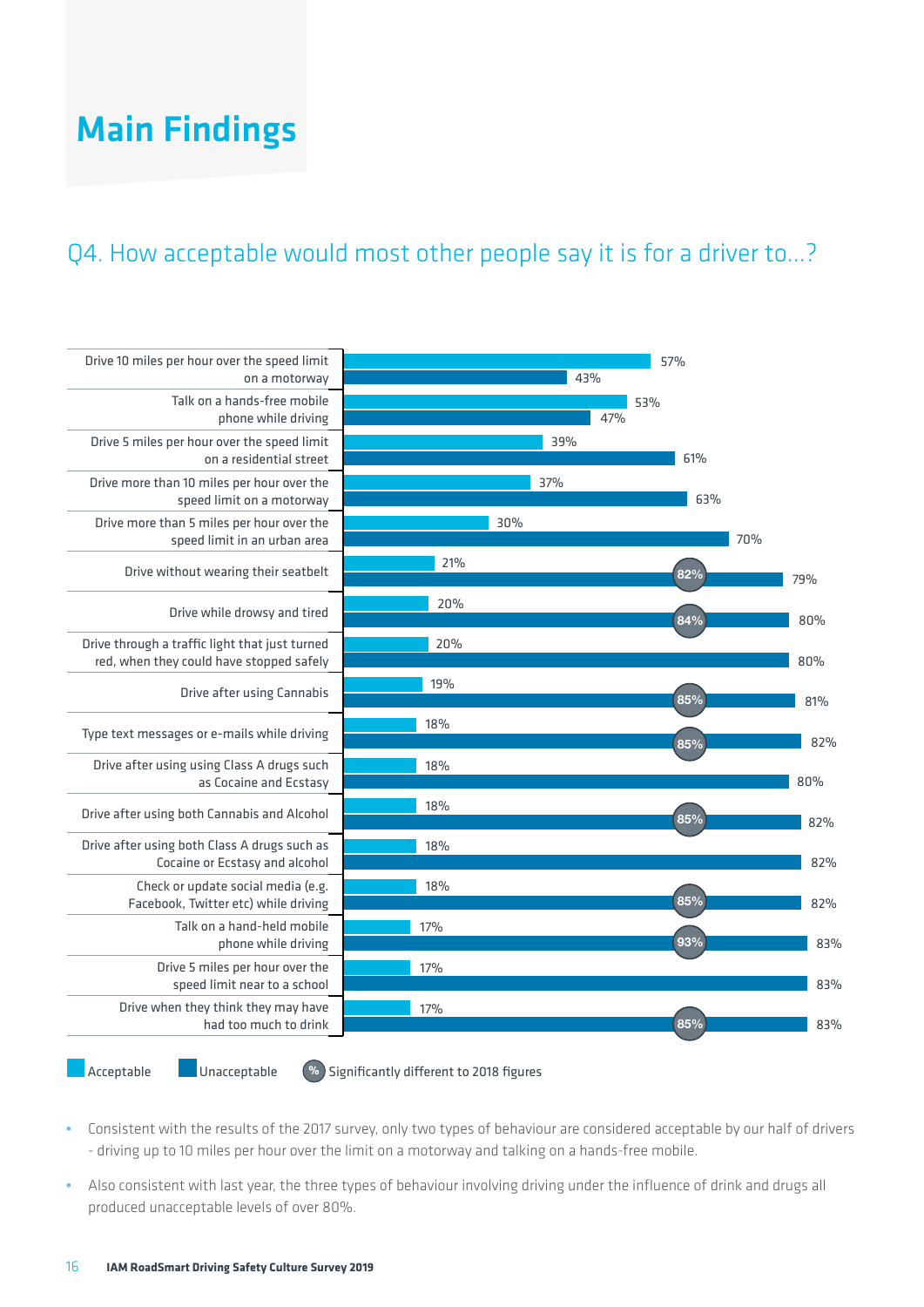# Main Findings

## Q4. How acceptable would most other people say it is for a driver to...?

| Behaviour | Acceptable | Unacceptable | Significantly different to 2018 figures |
| --- | --- | --- | --- |
| Drive 10 miles per hour over the speed limit on a motorway | 57% | 43% | |
| Talk on a hands-free mobile phone while driving | 53% | 47% | |
| Drive 5 miles per hour over the speed limit on a residential street | 39% | 61% | |
| Drive more than 10 miles per hour over the speed limit on a motorway | 37% | 63% | |
| Drive more than 5 miles per hour over the speed limit in an urban area | 30% | 70% | |
| Drive without wearing their seatbelt | 21% | 79% | 82% |
| Drive while drowsy and tired | 20% | 80% | 84% |
| Drive through a traffic light that just turned red, when they could have stopped safely | 20% | 80% | |
| Drive after using Cannabis | 19% | 81% | 85% |
| Type text messages or e-mails while driving | 18% | 82% | 85% |
| Drive after using using Class A drugs such as Cocaine and Ecstasy | 18% | 80% | |
| Drive after using both Cannabis and Alcohol | 18% | 82% | 85% |
| Drive after using both Class A drugs such as Cocaine or Ecstasy and alcohol | 18% | 82% | |
| Check or update social media (e.g. Facebook, Twitter etc) while driving | 18% | 82% | 85% |
| Talk on a hand-held mobile phone while driving | 17% | 83% | 93% |
| Drive 5 miles per hour over the speed limit near to a school | 17% | 83% | |
| Drive when they think they may have had too much to drink | 17% | 83% | 85% |

Acceptable | Unacceptable | % Significantly different to 2018 figures

- Consistent with the results of the 2017 survey, only two types of behaviour are considered acceptable by our half of drivers - driving up to 10 miles per hour over the limit on a motorway and talking on a hands-free mobile.
- Also consistent with last year, the three types of behaviour involving driving under the influence of drink and drugs all produced unacceptable levels of over 80%.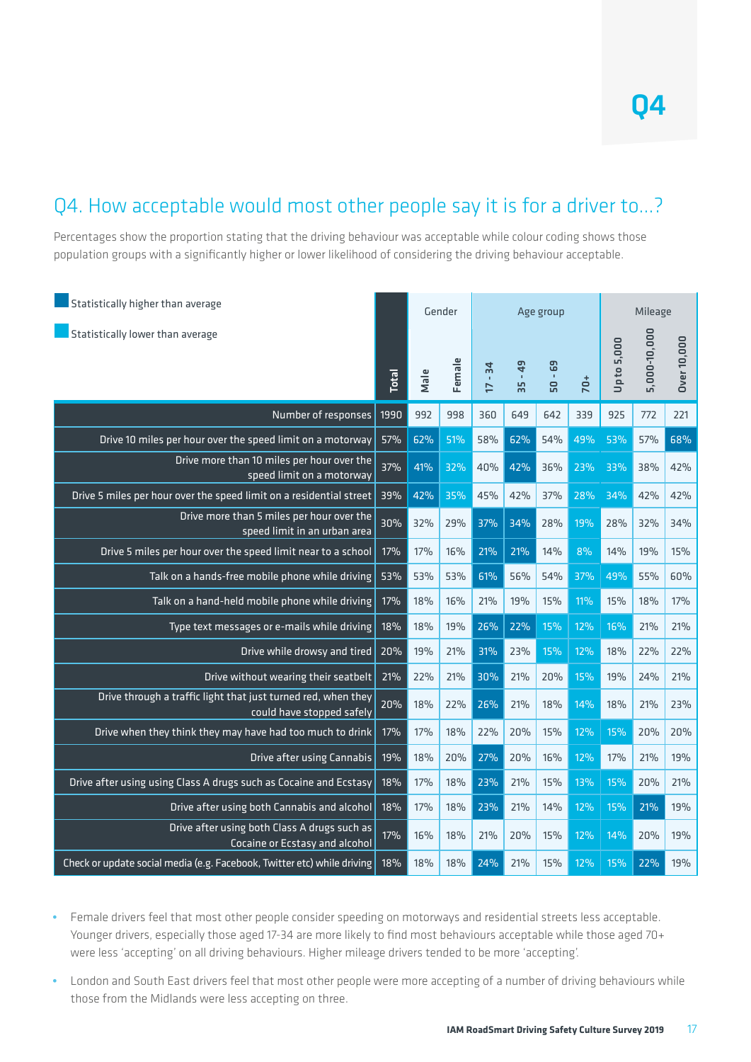# Q4

## Q4. How acceptable would most other people say it is for a driver to...?

Percentages show the proportion stating that the driving behaviour was acceptable while colour coding shows those population groups with a significantly higher or lower likelihood of considering the driving behaviour acceptable.

- Statistically higher than average
- Statistically lower than average

| | Total | Gender | | Age group | | | | Mileage | | |
|---|---|---|---|---|---|---|---|---|---|---|
| | | Male | Female | 17 - 34 | 35 - 49 | 50 - 69 | 70+ | Up to 5,000 | 5,000-10,000 | Over 10,000 |
| Number of responses | 1990 | 992 | 998 | 360 | 649 | 642 | 339 | 925 | 772 | 221 |
| Drive 10 miles per hour over the speed limit on a motorway | 57% | 62% | 51% | 58% | 62% | 54% | 49% | 53% | 57% | 68% |
| Drive more than 10 miles per hour over the speed limit on a motorway | 37% | 41% | 32% | 40% | 42% | 36% | 23% | 33% | 38% | 42% |
| Drive 5 miles per hour over the speed limit on a residential street | 39% | 42% | 35% | 45% | 42% | 37% | 28% | 34% | 42% | 42% |
| Drive more than 5 miles per hour over the speed limit in an urban area | 30% | 32% | 29% | 37% | 34% | 28% | 19% | 28% | 32% | 34% |
| Drive 5 miles per hour over the speed limit near to a school | 17% | 17% | 16% | 21% | 21% | 14% | 8% | 14% | 19% | 15% |
| Talk on a hands-free mobile phone while driving | 53% | 53% | 53% | 61% | 56% | 54% | 37% | 49% | 55% | 60% |
| Talk on a hand-held mobile phone while driving | 17% | 18% | 16% | 21% | 19% | 15% | 11% | 15% | 18% | 17% |
| Type text messages or e-mails while driving | 18% | 18% | 19% | 26% | 22% | 15% | 12% | 16% | 21% | 21% |
| Drive while drowsy and tired | 20% | 19% | 21% | 31% | 23% | 15% | 12% | 18% | 22% | 22% |
| Drive without wearing their seatbelt | 21% | 22% | 21% | 30% | 21% | 20% | 15% | 19% | 24% | 21% |
| Drive through a traffic light that just turned red, when they could have stopped safely | 20% | 18% | 22% | 26% | 21% | 18% | 14% | 18% | 21% | 23% |
| Drive when they think they may have had too much to drink | 17% | 17% | 18% | 22% | 20% | 15% | 12% | 15% | 20% | 20% |
| Drive after using Cannabis | 19% | 18% | 20% | 27% | 20% | 16% | 12% | 17% | 21% | 19% |
| Drive after using using Class A drugs such as Cocaine and Ecstasy | 18% | 17% | 18% | 23% | 21% | 15% | 13% | 15% | 20% | 21% |
| Drive after using both Cannabis and alcohol | 18% | 17% | 18% | 23% | 21% | 14% | 12% | 15% | 21% | 19% |
| Drive after using both Class A drugs such as Cocaine or Ecstasy and alcohol | 17% | 16% | 18% | 21% | 20% | 15% | 12% | 14% | 20% | 19% |
| Check or update social media (e.g. Facebook, Twitter etc) while driving | 18% | 18% | 18% | 24% | 21% | 15% | 12% | 15% | 22% | 19% |

- Female drivers feel that most other people consider speeding on motorways and residential streets less acceptable. Younger drivers, especially those aged 17-34 are more likely to find most behaviours acceptable while those aged 70+ were less 'accepting' on all driving behaviours. Higher mileage drivers tended to be more 'accepting'.
- London and South East drivers feel that most other people were more accepting of a number of driving behaviours while those from the Midlands were less accepting on three.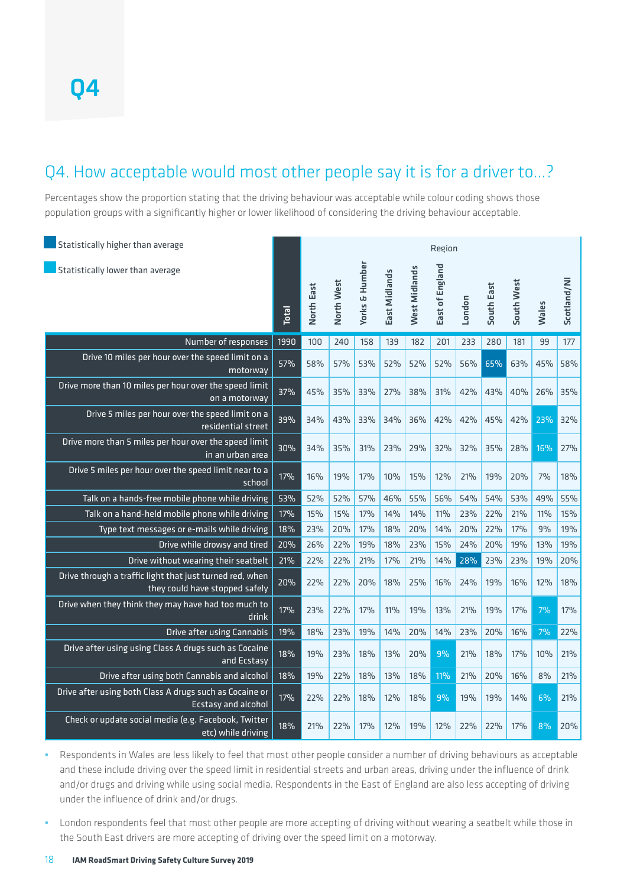# Q4

## Q4. How acceptable would most other people say it is for a driver to...?

Percentages show the proportion stating that the driving behaviour was acceptable while colour coding shows those population groups with a significantly higher or lower likelihood of considering the driving behaviour acceptable.

Statistically higher than average

Statistically lower than average

| | Total | Region | | | | | | | | | | |
|---|---|---|---|---|---|---|---|---|---|---|---|---|
| | | North East | North West | Yorks & Humber | East Midlands | West Midlands | East of England | London | South East | South West | Wales | Scotland/NI |
| Number of responses | 1990 | 100 | 240 | 158 | 139 | 182 | 201 | 233 | 280 | 181 | 99 | 177 |
| Drive 10 miles per hour over the speed limit on a motorway | 57% | 58% | 57% | 53% | 52% | 52% | 52% | 56% | 65% | 63% | 45% | 58% |
| Drive more than 10 miles per hour over the speed limit on a motorway | 37% | 45% | 35% | 33% | 27% | 38% | 31% | 42% | 43% | 40% | 26% | 35% |
| Drive 5 miles per hour over the speed limit on a residential street | 39% | 34% | 43% | 33% | 34% | 36% | 42% | 42% | 45% | 42% | 23% | 32% |
| Drive more than 5 miles per hour over the speed limit in an urban area | 30% | 34% | 35% | 31% | 23% | 29% | 32% | 32% | 35% | 28% | 16% | 27% |
| Drive 5 miles per hour over the speed limit near to a school | 17% | 16% | 19% | 17% | 10% | 15% | 12% | 21% | 19% | 20% | 7% | 18% |
| Talk on a hands-free mobile phone while driving | 53% | 52% | 52% | 57% | 46% | 55% | 56% | 54% | 54% | 53% | 49% | 55% |
| Talk on a hand-held mobile phone while driving | 17% | 15% | 15% | 17% | 14% | 14% | 11% | 23% | 22% | 21% | 11% | 15% |
| Type text messages or e-mails while driving | 18% | 23% | 20% | 17% | 18% | 20% | 14% | 20% | 22% | 17% | 9% | 19% |
| Drive while drowsy and tired | 20% | 26% | 22% | 19% | 18% | 23% | 15% | 24% | 20% | 19% | 13% | 19% |
| Drive without wearing their seatbelt | 21% | 22% | 22% | 21% | 17% | 21% | 14% | 28% | 23% | 23% | 19% | 20% |
| Drive through a traffic light that just turned red, when they could have stopped safely | 20% | 22% | 22% | 20% | 18% | 25% | 16% | 24% | 19% | 16% | 12% | 18% |
| Drive when they think they may have had too much to drink | 17% | 23% | 22% | 17% | 11% | 19% | 13% | 21% | 19% | 17% | 7% | 17% |
| Drive after using Cannabis | 19% | 18% | 23% | 19% | 14% | 20% | 14% | 23% | 20% | 16% | 7% | 22% |
| Drive after using using Class A drugs such as Cocaine and Ecstasy | 18% | 19% | 23% | 18% | 13% | 20% | 9% | 21% | 18% | 17% | 10% | 21% |
| Drive after using both Cannabis and alcohol | 18% | 19% | 22% | 18% | 13% | 18% | 11% | 21% | 20% | 16% | 8% | 21% |
| Drive after using both Class A drugs such as Cocaine or Ecstasy and alcohol | 17% | 22% | 22% | 18% | 12% | 18% | 9% | 19% | 19% | 14% | 6% | 21% |
| Check or update social media (e.g. Facebook, Twitter etc) while driving | 18% | 21% | 22% | 17% | 12% | 19% | 12% | 22% | 22% | 17% | 8% | 20% |

- Respondents in Wales are less likely to feel that most other people consider a number of driving behaviours as acceptable and these include driving over the speed limit in residential streets and urban areas, driving under the influence of drink and/or drugs and driving while using social media. Respondents in the East of England are also less accepting of driving under the influence of drink and/or drugs.
- London respondents feel that most other people are more accepting of driving without wearing a seatbelt while those in the South East drivers are more accepting of driving over the speed limit on a motorway.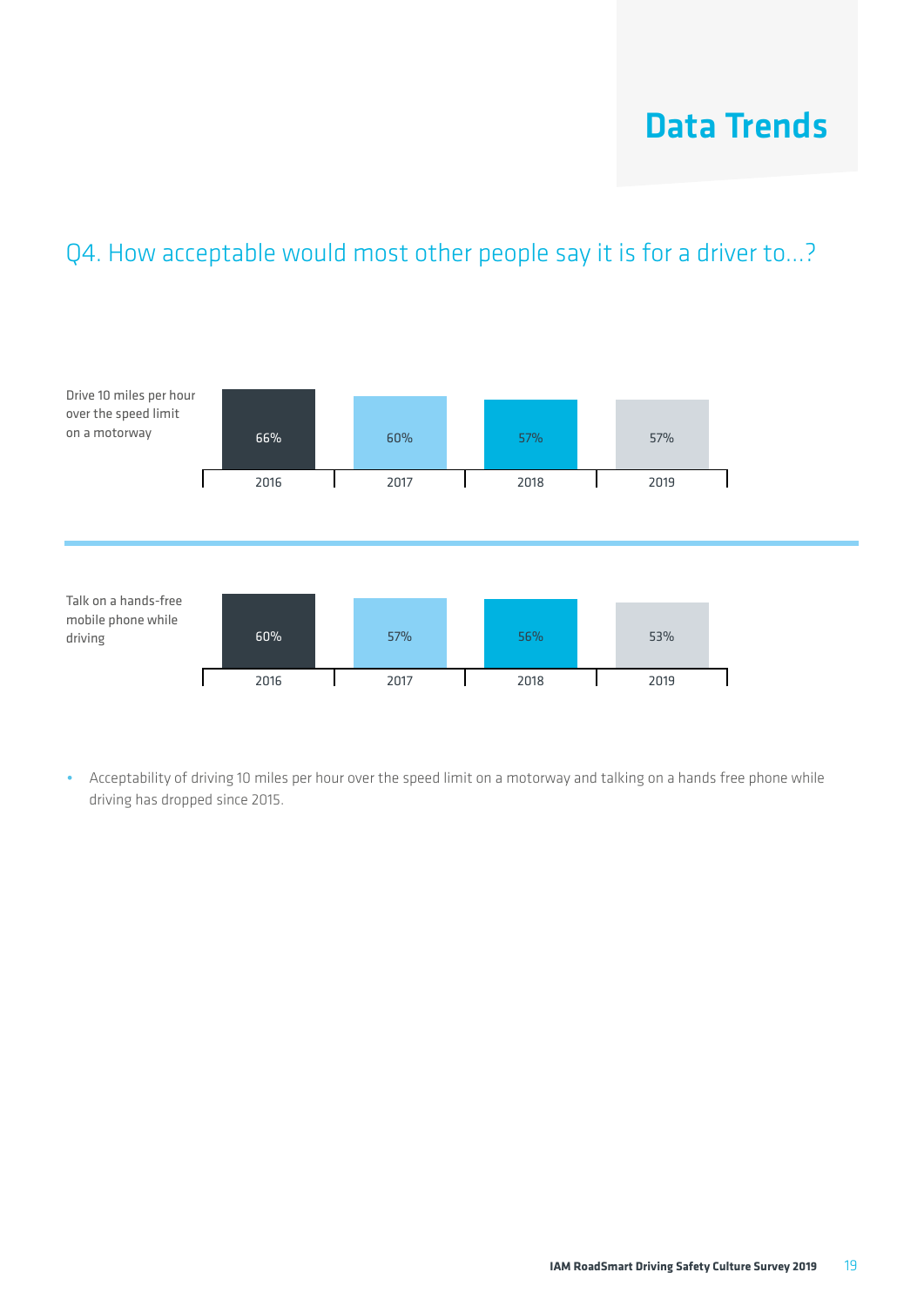# Data Trends

## Q4. How acceptable would most other people say it is for a driver to...?

| | 2016 | 2017 | 2018 | 2019 |
|---|---|---|---|---|
| Drive 10 miles per hour over the speed limit on a motorway | 66% | 60% | 57% | 57% |
| Talk on a hands-free mobile phone while driving | 60% | 57% | 56% | 53% |

- Acceptability of driving 10 miles per hour over the speed limit on a motorway and talking on a hands free phone while driving has dropped since 2015.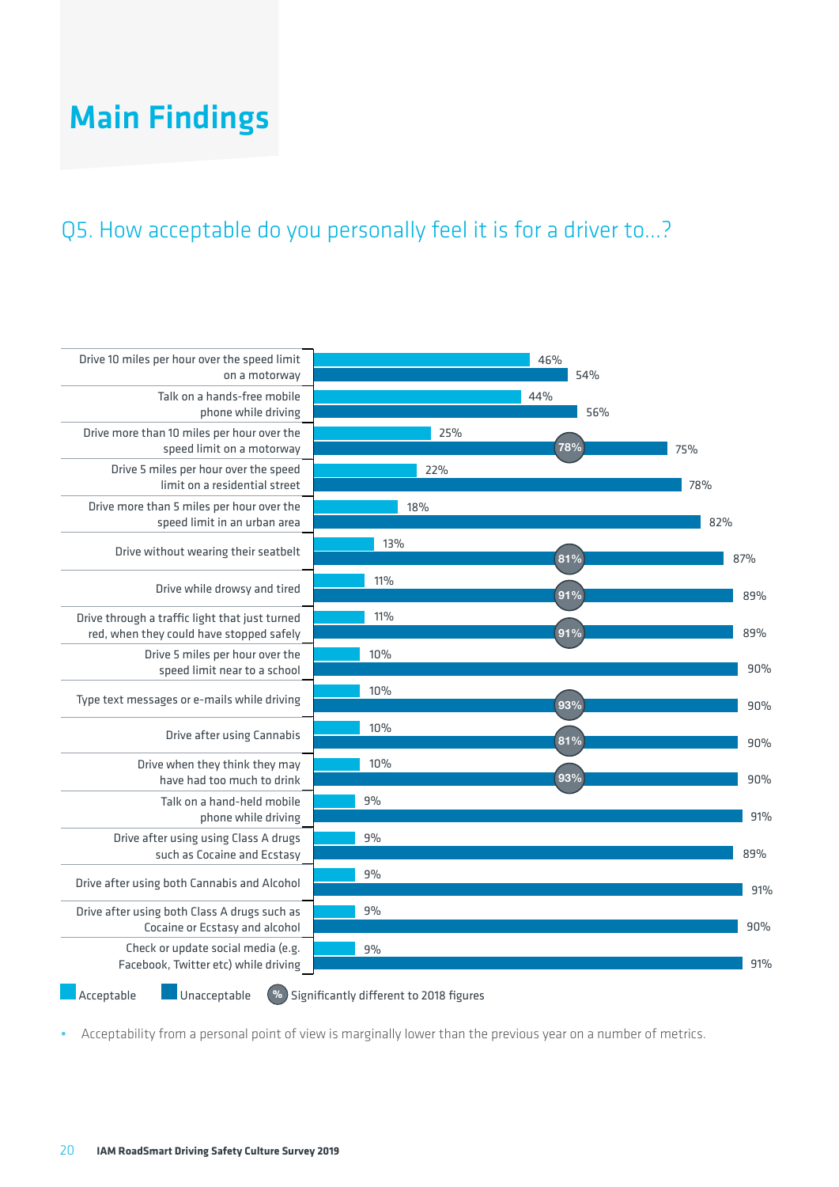# Main Findings

## Q5. How acceptable do you personally feel it is for a driver to...?

| | Acceptable | Unacceptable |
|---|---|---|
| Drive 10 miles per hour over the speed limit on a motorway | 46% | 54% |
| Talk on a hands-free mobile phone while driving | 44% | 56% |
| Drive more than 10 miles per hour over the speed limit on a motorway | 25% | 75% (78%) |
| Drive 5 miles per hour over the speed limit on a residential street | 22% | 78% |
| Drive more than 5 miles per hour over the speed limit in an urban area | 18% | 82% |
| Drive without wearing their seatbelt | 13% | 87% (81%) |
| Drive while drowsy and tired | 11% | 89% (91%) |
| Drive through a traffic light that just turned red, when they could have stopped safely | 11% | 89% (91%) |
| Drive 5 miles per hour over the speed limit near to a school | 10% | 90% |
| Type text messages or e-mails while driving | 10% | 90% (93%) |
| Drive after using Cannabis | 10% | 90% (81%) |
| Drive when they think they may have had too much to drink | 10% | 90% (93%) |
| Talk on a hand-held mobile phone while driving | 9% | 91% |
| Drive after using using Class A drugs such as Cocaine and Ecstasy | 9% | 89% |
| Drive after using both Cannabis and Alcohol | 9% | 91% |
| Drive after using both Class A drugs such as Cocaine or Ecstasy and alcohol | 9% | 90% |
| Check or update social media (e.g. Facebook, Twitter etc) while driving | 9% | 91% |

Acceptable | Unacceptable | (%) Significantly different to 2018 figures

- Acceptability from a personal point of view is marginally lower than the previous year on a number of metrics.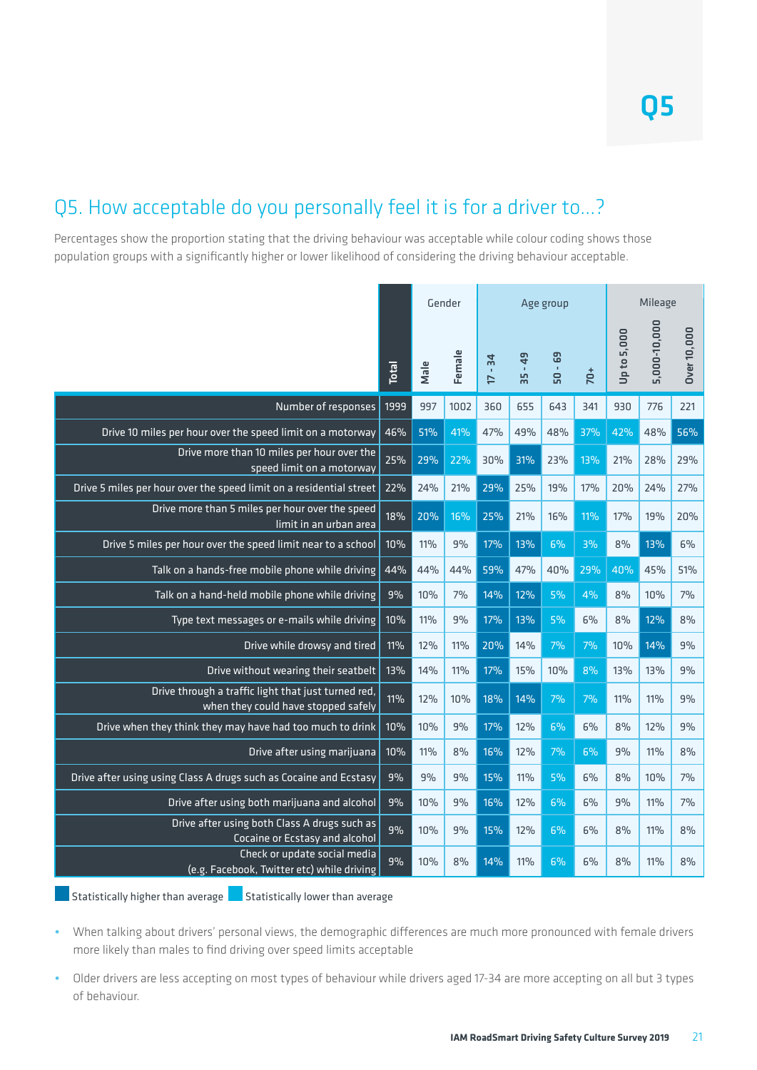# Q5

## Q5. How acceptable do you personally feel it is for a driver to…?

Percentages show the proportion stating that the driving behaviour was acceptable while colour coding shows those population groups with a significantly higher or lower likelihood of considering the driving behaviour acceptable.

| | Total | Gender | | Age group | | | | Mileage | | |
|---|---|---|---|---|---|---|---|---|---|---|
| | | Male | Female | 17 - 34 | 35 - 49 | 50 - 69 | 70+ | Up to 5,000 | 5,000-10,000 | Over 10,000 |
| Number of responses | 1999 | 997 | 1002 | 360 | 655 | 643 | 341 | 930 | 776 | 221 |
| Drive 10 miles per hour over the speed limit on a motorway | 46% | 51% | 41% | 47% | 49% | 48% | 37% | 42% | 48% | 56% |
| Drive more than 10 miles per hour over the speed limit on a motorway | 25% | 29% | 22% | 30% | 31% | 23% | 13% | 21% | 28% | 29% |
| Drive 5 miles per hour over the speed limit on a residential street | 22% | 24% | 21% | 29% | 25% | 19% | 17% | 20% | 24% | 27% |
| Drive more than 5 miles per hour over the speed limit in an urban area | 18% | 20% | 16% | 25% | 21% | 16% | 11% | 17% | 19% | 20% |
| Drive 5 miles per hour over the speed limit near to a school | 10% | 11% | 9% | 17% | 13% | 6% | 3% | 8% | 13% | 6% |
| Talk on a hands-free mobile phone while driving | 44% | 44% | 44% | 59% | 47% | 40% | 29% | 40% | 45% | 51% |
| Talk on a hand-held mobile phone while driving | 9% | 10% | 7% | 14% | 12% | 5% | 4% | 8% | 10% | 7% |
| Type text messages or e-mails while driving | 10% | 11% | 9% | 17% | 13% | 5% | 6% | 8% | 12% | 8% |
| Drive while drowsy and tired | 11% | 12% | 11% | 20% | 14% | 7% | 7% | 10% | 14% | 9% |
| Drive without wearing their seatbelt | 13% | 14% | 11% | 17% | 15% | 10% | 8% | 13% | 13% | 9% |
| Drive through a traffic light that just turned red, when they could have stopped safely | 11% | 12% | 10% | 18% | 14% | 7% | 7% | 11% | 11% | 9% |
| Drive when they think they may have had too much to drink | 10% | 10% | 9% | 17% | 12% | 6% | 6% | 8% | 12% | 9% |
| Drive after using marijuana | 10% | 11% | 8% | 16% | 12% | 7% | 6% | 9% | 11% | 8% |
| Drive after using using Class A drugs such as Cocaine and Ecstasy | 9% | 9% | 9% | 15% | 11% | 5% | 6% | 8% | 10% | 7% |
| Drive after using both marijuana and alcohol | 9% | 10% | 9% | 16% | 12% | 6% | 6% | 9% | 11% | 7% |
| Drive after using both Class A drugs such as Cocaine or Ecstasy and alcohol | 9% | 10% | 9% | 15% | 12% | 6% | 6% | 8% | 11% | 8% |
| Check or update social media (e.g. Facebook, Twitter etc) while driving | 9% | 10% | 8% | 14% | 11% | 6% | 6% | 8% | 11% | 8% |

Statistically higher than average | Statistically lower than average

- When talking about drivers' personal views, the demographic differences are much more pronounced with female drivers more likely than males to find driving over speed limits acceptable
- Older drivers are less accepting on most types of behaviour while drivers aged 17-34 are more accepting on all but 3 types of behaviour.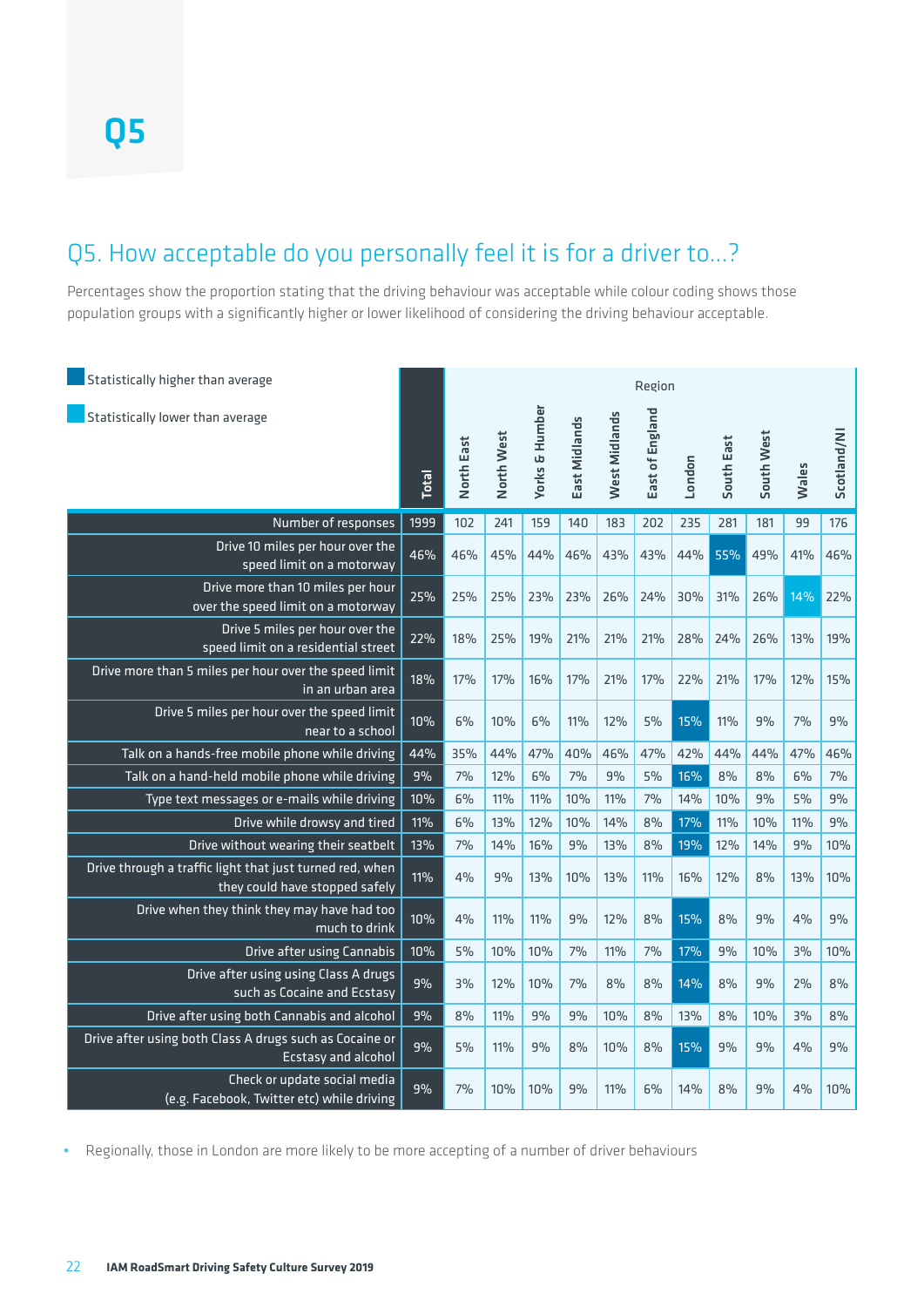# Q5

## Q5. How acceptable do you personally feel it is for a driver to...?

Percentages show the proportion stating that the driving behaviour was acceptable while colour coding shows those population groups with a significantly higher or lower likelihood of considering the driving behaviour acceptable.

- Statistically higher than average
- Statistically lower than average

| | Total | Region | | | | | | | | | | |
|---|---|---|---|---|---|---|---|---|---|---|---|---|
| | | North East | North West | Yorks & Humber | East Midlands | West Midlands | East of England | London | South East | South West | Wales | Scotland/NI |
| Number of responses | 1999 | 102 | 241 | 159 | 140 | 183 | 202 | 235 | 281 | 181 | 99 | 176 |
| Drive 10 miles per hour over the speed limit on a motorway | 46% | 46% | 45% | 44% | 46% | 43% | 43% | 44% | 55% | 49% | 41% | 46% |
| Drive more than 10 miles per hour over the speed limit on a motorway | 25% | 25% | 25% | 23% | 23% | 26% | 24% | 30% | 31% | 26% | 14% | 22% |
| Drive 5 miles per hour over the speed limit on a residential street | 22% | 18% | 25% | 19% | 21% | 21% | 21% | 28% | 24% | 26% | 13% | 19% |
| Drive more than 5 miles per hour over the speed limit in an urban area | 18% | 17% | 17% | 16% | 17% | 21% | 17% | 22% | 21% | 17% | 12% | 15% |
| Drive 5 miles per hour over the speed limit near to a school | 10% | 6% | 10% | 6% | 11% | 12% | 5% | 15% | 11% | 9% | 7% | 9% |
| Talk on a hands-free mobile phone while driving | 44% | 35% | 44% | 47% | 40% | 46% | 47% | 42% | 44% | 44% | 47% | 46% |
| Talk on a hand-held mobile phone while driving | 9% | 7% | 12% | 6% | 7% | 9% | 5% | 16% | 8% | 8% | 6% | 7% |
| Type text messages or e-mails while driving | 10% | 6% | 11% | 11% | 10% | 11% | 7% | 14% | 10% | 9% | 5% | 9% |
| Drive while drowsy and tired | 11% | 6% | 13% | 12% | 10% | 14% | 8% | 17% | 11% | 10% | 11% | 9% |
| Drive without wearing their seatbelt | 13% | 7% | 14% | 16% | 9% | 13% | 8% | 19% | 12% | 14% | 9% | 10% |
| Drive through a traffic light that just turned red, when they could have stopped safely | 11% | 4% | 9% | 13% | 10% | 13% | 11% | 16% | 12% | 8% | 13% | 10% |
| Drive when they think they may have had too much to drink | 10% | 4% | 11% | 11% | 9% | 12% | 8% | 15% | 8% | 9% | 4% | 9% |
| Drive after using Cannabis | 10% | 5% | 10% | 10% | 7% | 11% | 7% | 17% | 9% | 10% | 3% | 10% |
| Drive after using using Class A drugs such as Cocaine and Ecstasy | 9% | 3% | 12% | 10% | 7% | 8% | 8% | 14% | 8% | 9% | 2% | 8% |
| Drive after using both Cannabis and alcohol | 9% | 8% | 11% | 9% | 9% | 10% | 8% | 13% | 8% | 10% | 3% | 8% |
| Drive after using both Class A drugs such as Cocaine or Ecstasy and alcohol | 9% | 5% | 11% | 9% | 8% | 10% | 8% | 15% | 9% | 9% | 4% | 9% |
| Check or update social media (e.g. Facebook, Twitter etc) while driving | 9% | 7% | 10% | 10% | 9% | 11% | 6% | 14% | 8% | 9% | 4% | 10% |

- Regionally, those in London are more likely to be more accepting of a number of driver behaviours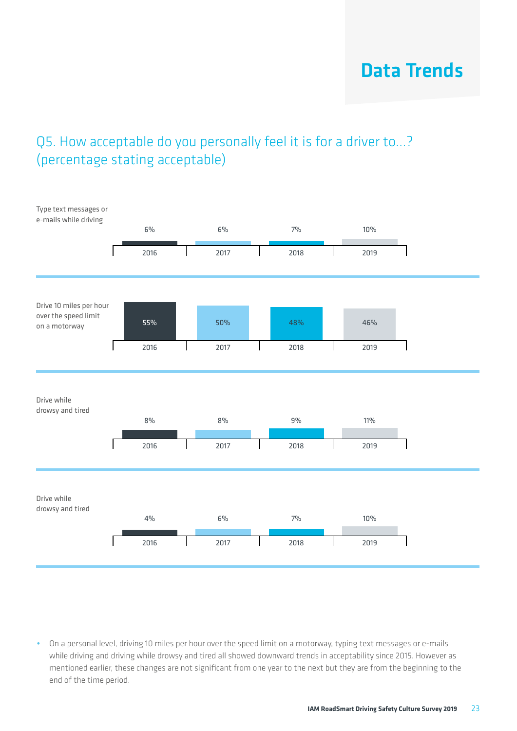# Data Trends

## Q5. How acceptable do you personally feel it is for a driver to...? (percentage stating acceptable)

| | 2016 | 2017 | 2018 | 2019 |
|---|---|---|---|---|
| Type text messages or e-mails while driving | 6% | 6% | 7% | 10% |
| Drive 10 miles per hour over the speed limit on a motorway | 55% | 50% | 48% | 46% |
| Drive while drowsy and tired | 8% | 8% | 9% | 11% |
| Drive while drowsy and tired | 4% | 6% | 7% | 10% |

- On a personal level, driving 10 miles per hour over the speed limit on a motorway, typing text messages or e-mails while driving and driving while drowsy and tired all showed downward trends in acceptability since 2015. However as mentioned earlier, these changes are not significant from one year to the next but they are from the beginning to the end of the time period.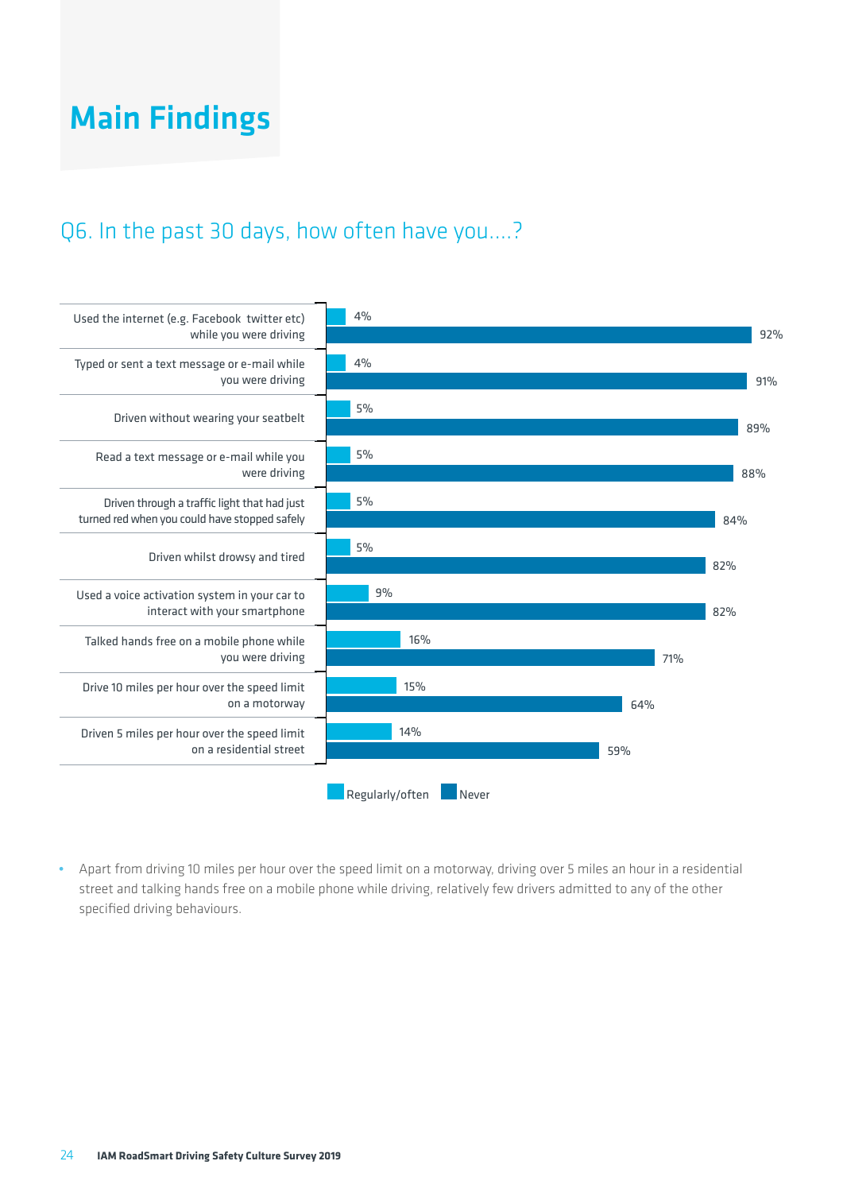# Main Findings

## Q6. In the past 30 days, how often have you....?

| | Regularly/often | Never |
|---|---|---|
| Used the internet (e.g. Facebook twitter etc) while you were driving | 4% | 92% |
| Typed or sent a text message or e-mail while you were driving | 4% | 91% |
| Driven without wearing your seatbelt | 5% | 89% |
| Read a text message or e-mail while you were driving | 5% | 88% |
| Driven through a traffic light that had just turned red when you could have stopped safely | 5% | 84% |
| Driven whilst drowsy and tired | 5% | 82% |
| Used a voice activation system in your car to interact with your smartphone | 9% | 82% |
| Talked hands free on a mobile phone while you were driving | 16% | 71% |
| Drive 10 miles per hour over the speed limit on a motorway | 15% | 64% |
| Driven 5 miles per hour over the speed limit on a residential street | 14% | 59% |

- Apart from driving 10 miles per hour over the speed limit on a motorway, driving over 5 miles an hour in a residential street and talking hands free on a mobile phone while driving, relatively few drivers admitted to any of the other specified driving behaviours.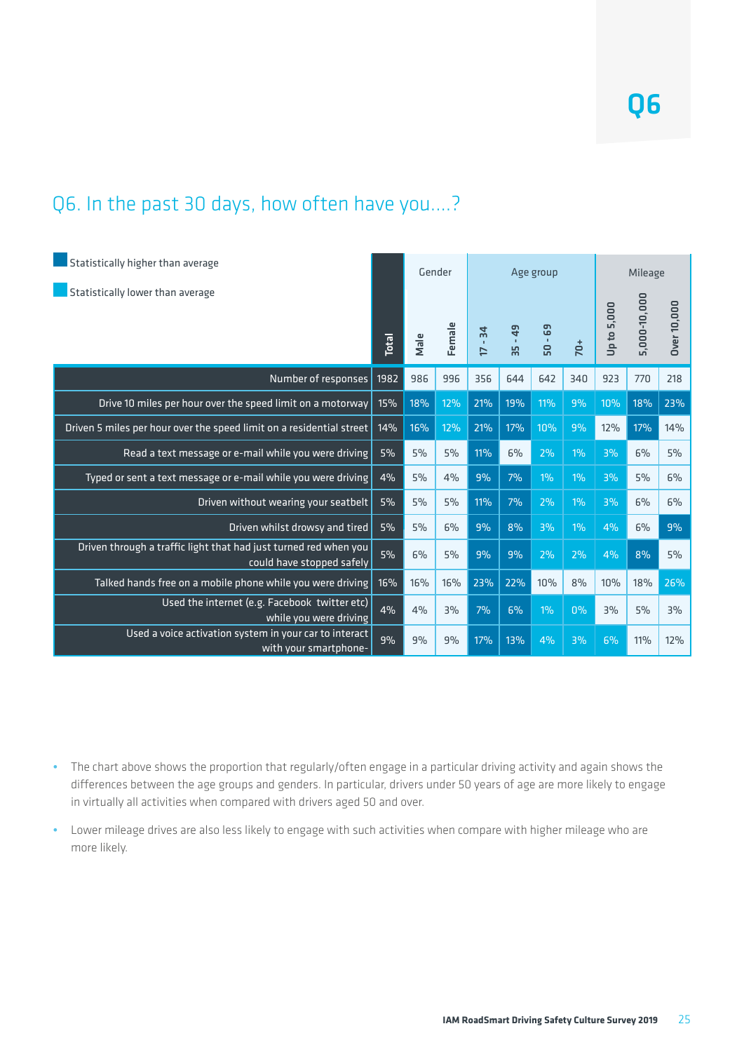Q6

## Q6. In the past 30 days, how often have you....?

Statistically higher than average

Statistically lower than average

| | Total | Gender | | Age group | | | | Mileage | | |
|---|---|---|---|---|---|---|---|---|---|---|
| | | Male | Female | 17 - 34 | 35 - 49 | 50 - 69 | 70+ | Up to 5,000 | 5,000-10,000 | Over 10,000 |
| Number of responses | 1982 | 986 | 996 | 356 | 644 | 642 | 340 | 923 | 770 | 218 |
| Drive 10 miles per hour over the speed limit on a motorway | 15% | 18% | 12% | 21% | 19% | 11% | 9% | 10% | 18% | 23% |
| Driven 5 miles per hour over the speed limit on a residential street | 14% | 16% | 12% | 21% | 17% | 10% | 9% | 12% | 17% | 14% |
| Read a text message or e-mail while you were driving | 5% | 5% | 5% | 11% | 6% | 2% | 1% | 3% | 6% | 5% |
| Typed or sent a text message or e-mail while you were driving | 4% | 5% | 4% | 9% | 7% | 1% | 1% | 3% | 5% | 6% |
| Driven without wearing your seatbelt | 5% | 5% | 5% | 11% | 7% | 2% | 1% | 3% | 6% | 6% |
| Driven whilst drowsy and tired | 5% | 5% | 6% | 9% | 8% | 3% | 1% | 4% | 6% | 9% |
| Driven through a traffic light that had just turned red when you could have stopped safely | 5% | 6% | 5% | 9% | 9% | 2% | 2% | 4% | 8% | 5% |
| Talked hands free on a mobile phone while you were driving | 16% | 16% | 16% | 23% | 22% | 10% | 8% | 10% | 18% | 26% |
| Used the internet (e.g. Facebook twitter etc) while you were driving | 4% | 4% | 3% | 7% | 6% | 1% | 0% | 3% | 5% | 3% |
| Used a voice activation system in your car to interact with your smartphone- | 9% | 9% | 9% | 17% | 13% | 4% | 3% | 6% | 11% | 12% |

- The chart above shows the proportion that regularly/often engage in a particular driving activity and again shows the differences between the age groups and genders. In particular, drivers under 50 years of age are more likely to engage in virtually all activities when compared with drivers aged 50 and over.
- Lower mileage drives are also less likely to engage with such activities when compare with higher mileage who are more likely.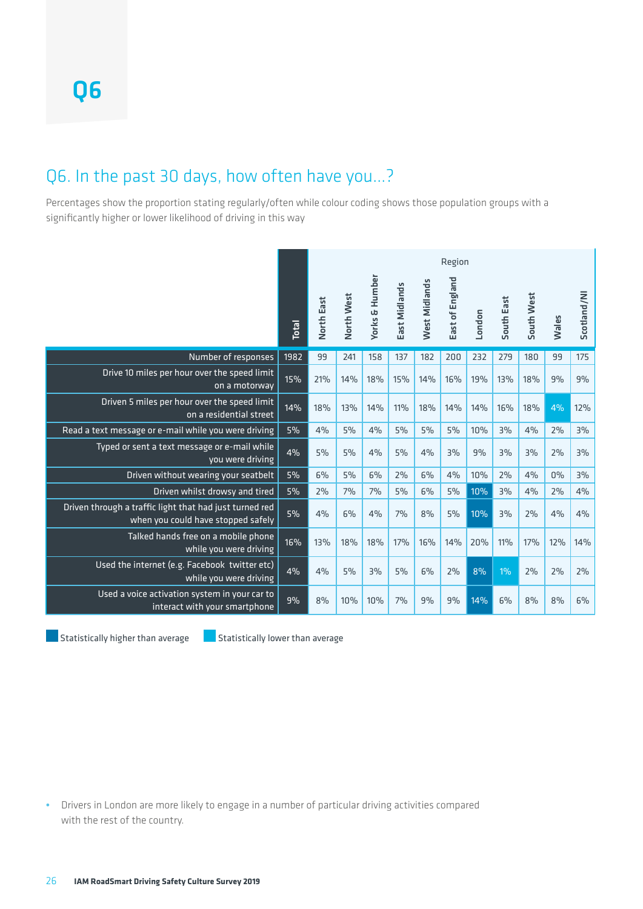# Q6

## Q6. In the past 30 days, how often have you...?

Percentages show the proportion stating regularly/often while colour coding shows those population groups with a significantly higher or lower likelihood of driving in this way

| | Total | Region | | | | | | | | | | |
|---|---|---|---|---|---|---|---|---|---|---|---|---|
| | | North East | North West | Yorks & Humber | East Midlands | West Midlands | East of England | London | South East | South West | Wales | Scotland/NI |
| Number of responses | 1982 | 99 | 241 | 158 | 137 | 182 | 200 | 232 | 279 | 180 | 99 | 175 |
| Drive 10 miles per hour over the speed limit on a motorway | 15% | 21% | 14% | 18% | 15% | 14% | 16% | 19% | 13% | 18% | 9% | 9% |
| Driven 5 miles per hour over the speed limit on a residential street | 14% | 18% | 13% | 14% | 11% | 18% | 14% | 14% | 16% | 18% | 4% | 12% |
| Read a text message or e-mail while you were driving | 5% | 4% | 5% | 4% | 5% | 5% | 5% | 10% | 3% | 4% | 2% | 3% |
| Typed or sent a text message or e-mail while you were driving | 4% | 5% | 5% | 4% | 5% | 4% | 3% | 9% | 3% | 3% | 2% | 3% |
| Driven without wearing your seatbelt | 5% | 6% | 5% | 6% | 2% | 6% | 4% | 10% | 2% | 4% | 0% | 3% |
| Driven whilst drowsy and tired | 5% | 2% | 7% | 7% | 5% | 6% | 5% | 10% | 3% | 4% | 2% | 4% |
| Driven through a traffic light that had just turned red when you could have stopped safely | 5% | 4% | 6% | 4% | 7% | 8% | 5% | 10% | 3% | 2% | 4% | 4% |
| Talked hands free on a mobile phone while you were driving | 16% | 13% | 18% | 18% | 17% | 16% | 14% | 20% | 11% | 17% | 12% | 14% |
| Used the internet (e.g. Facebook twitter etc) while you were driving | 4% | 4% | 5% | 3% | 5% | 6% | 2% | 8% | 1% | 2% | 2% | 2% |
| Used a voice activation system in your car to interact with your smartphone | 9% | 8% | 10% | 10% | 7% | 9% | 9% | 14% | 6% | 8% | 8% | 6% |

Statistically higher than average — Statistically lower than average

- Drivers in London are more likely to engage in a number of particular driving activities compared with the rest of the country.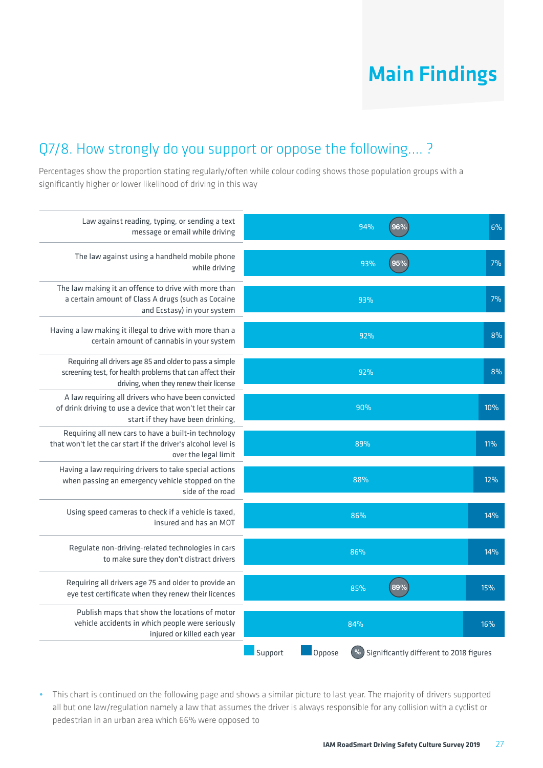# Main Findings

## Q7/8. How strongly do you support or oppose the following.... ?

Percentages show the proportion stating regularly/often while colour coding shows those population groups with a significantly higher or lower likelihood of driving in this way

| | Support | Significantly different to 2018 figures | Oppose |
|---|---|---|---|
| Law against reading, typing, or sending a text message or email while driving | 94% | 96% | 6% |
| The law against using a handheld mobile phone while driving | 93% | 95% | 7% |
| The law making it an offence to drive with more than a certain amount of Class A drugs (such as Cocaine and Ecstasy) in your system | 93% | | 7% |
| Having a law making it illegal to drive with more than a certain amount of cannabis in your system | 92% | | 8% |
| Requiring all drivers age 85 and older to pass a simple screening test, for health problems that can affect their driving, when they renew their license | 92% | | 8% |
| A law requiring all drivers who have been convicted of drink driving to use a device that won't let their car start if they have been drinking, | 90% | | 10% |
| Requiring all new cars to have a built-in technology that won't let the car start if the driver's alcohol level is over the legal limit | 89% | | 11% |
| Having a law requiring drivers to take special actions when passing an emergency vehicle stopped on the side of the road | 88% | | 12% |
| Using speed cameras to check if a vehicle is taxed, insured and has an MOT | 86% | | 14% |
| Regulate non-driving-related technologies in cars to make sure they don't distract drivers | 86% | | 14% |
| Requiring all drivers age 75 and older to provide an eye test certificate when they renew their licences | 85% | 89% | 15% |
| Publish maps that show the locations of motor vehicle accidents in which people were seriously injured or killed each year | 84% | | 16% |

- This chart is continued on the following page and shows a similar picture to last year. The majority of drivers supported all but one law/regulation namely a law that assumes the driver is always responsible for any collision with a cyclist or pedestrian in an urban area which 66% were opposed to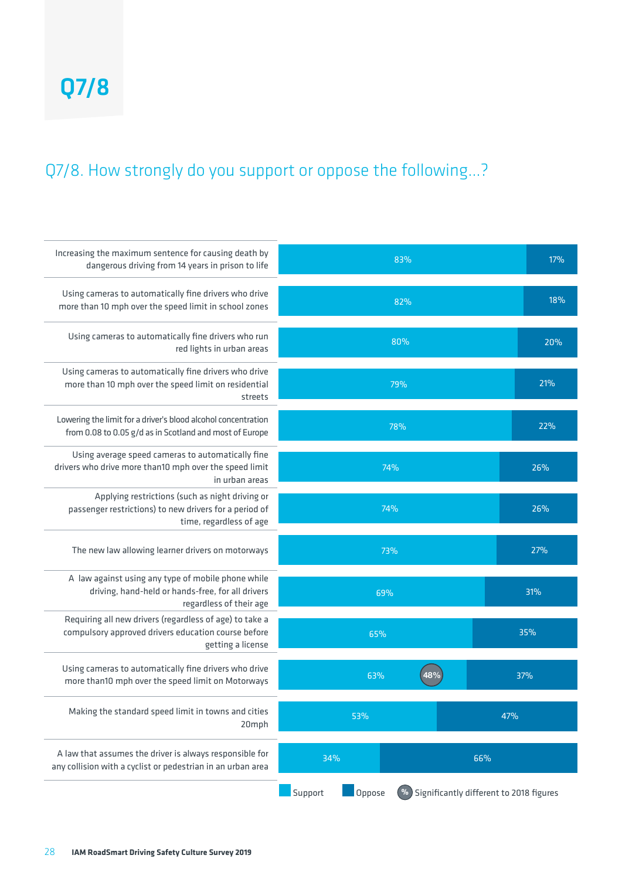# Q7/8

## Q7/8. How strongly do you support or oppose the following...?

| Statement | Support | Oppose |
|---|---|---|
| Increasing the maximum sentence for causing death by dangerous driving from 14 years in prison to life | 83% | 17% |
| Using cameras to automatically fine drivers who drive more than 10 mph over the speed limit in school zones | 82% | 18% |
| Using cameras to automatically fine drivers who run red lights in urban areas | 80% | 20% |
| Using cameras to automatically fine drivers who drive more than 10 mph over the speed limit on residential streets | 79% | 21% |
| Lowering the limit for a driver's blood alcohol concentration from 0.08 to 0.05 g/d as in Scotland and most of Europe | 78% | 22% |
| Using average speed cameras to automatically fine drivers who drive more than10 mph over the speed limit in urban areas | 74% | 26% |
| Applying restrictions (such as night driving or passenger restrictions) to new drivers for a period of time, regardless of age | 74% | 26% |
| The new law allowing learner drivers on motorways | 73% | 27% |
| A law against using any type of mobile phone while driving, hand-held or hands-free, for all drivers regardless of their age | 69% | 31% |
| Requiring all new drivers (regardless of age) to take a compulsory approved drivers education course before getting a license | 65% | 35% |
| Using cameras to automatically fine drivers who drive more than10 mph over the speed limit on Motorways | 63% (48%) | 37% |
| Making the standard speed limit in towns and cities 20mph | 53% | 47% |
| A law that assumes the driver is always responsible for any collision with a cyclist or pedestrian in an urban area | 34% | 66% |

Support | Oppose | (%) Significantly different to 2018 figures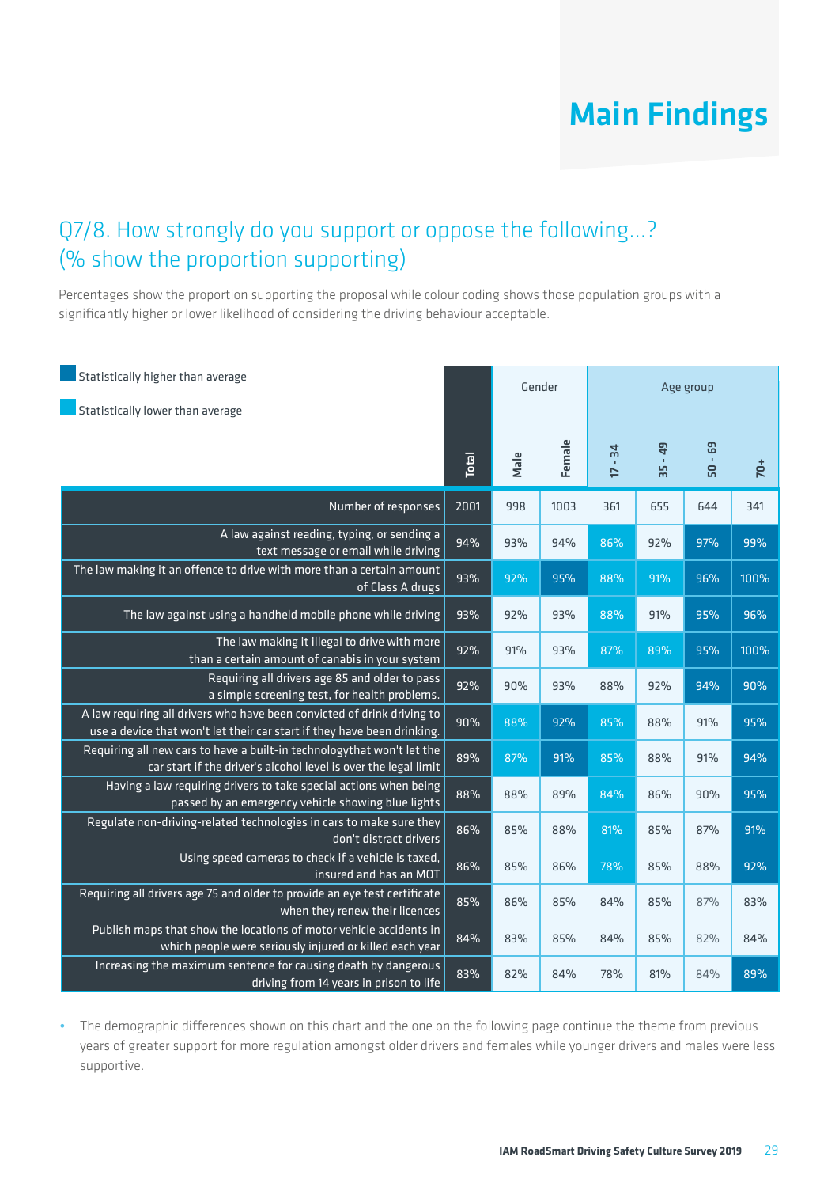# Main Findings

## Q7/8. How strongly do you support or oppose the following...? (% show the proportion supporting)

Percentages show the proportion supporting the proposal while colour coding shows those population groups with a significantly higher or lower likelihood of considering the driving behaviour acceptable.

Statistically higher than average

Statistically lower than average

| | Total | Gender | | Age group | | | |
|---|---|---|---|---|---|---|---|
| | | Male | Female | 17 - 34 | 35 - 49 | 50 - 69 | 70+ |
| Number of responses | 2001 | 998 | 1003 | 361 | 655 | 644 | 341 |
| A law against reading, typing, or sending a text message or email while driving | 94% | 93% | 94% | 86% | 92% | 97% | 99% |
| The law making it an offence to drive with more than a certain amount of Class A drugs | 93% | 92% | 95% | 88% | 91% | 96% | 100% |
| The law against using a handheld mobile phone while driving | 93% | 92% | 93% | 88% | 91% | 95% | 96% |
| The law making it illegal to drive with more than a certain amount of canabis in your system | 92% | 91% | 93% | 87% | 89% | 95% | 100% |
| Requiring all drivers age 85 and older to pass a simple screening test, for health problems. | 92% | 90% | 93% | 88% | 92% | 94% | 90% |
| A law requiring all drivers who have been convicted of drink driving to use a device that won't let their car start if they have been drinking. | 90% | 88% | 92% | 85% | 88% | 91% | 95% |
| Requiring all new cars to have a built-in technologythat won't let the car start if the driver's alcohol level is over the legal limit | 89% | 87% | 91% | 85% | 88% | 91% | 94% |
| Having a law requiring drivers to take special actions when being passed by an emergency vehicle showing blue lights | 88% | 88% | 89% | 84% | 86% | 90% | 95% |
| Regulate non-driving-related technologies in cars to make sure they don't distract drivers | 86% | 85% | 88% | 81% | 85% | 87% | 91% |
| Using speed cameras to check if a vehicle is taxed, insured and has an MOT | 86% | 85% | 86% | 78% | 85% | 88% | 92% |
| Requiring all drivers age 75 and older to provide an eye test certificate when they renew their licences | 85% | 86% | 85% | 84% | 85% | 87% | 83% |
| Publish maps that show the locations of motor vehicle accidents in which people were seriously injured or killed each year | 84% | 83% | 85% | 84% | 85% | 82% | 84% |
| Increasing the maximum sentence for causing death by dangerous driving from 14 years in prison to life | 83% | 82% | 84% | 78% | 81% | 84% | 89% |

- The demographic differences shown on this chart and the one on the following page continue the theme from previous years of greater support for more regulation amongst older drivers and females while younger drivers and males were less supportive.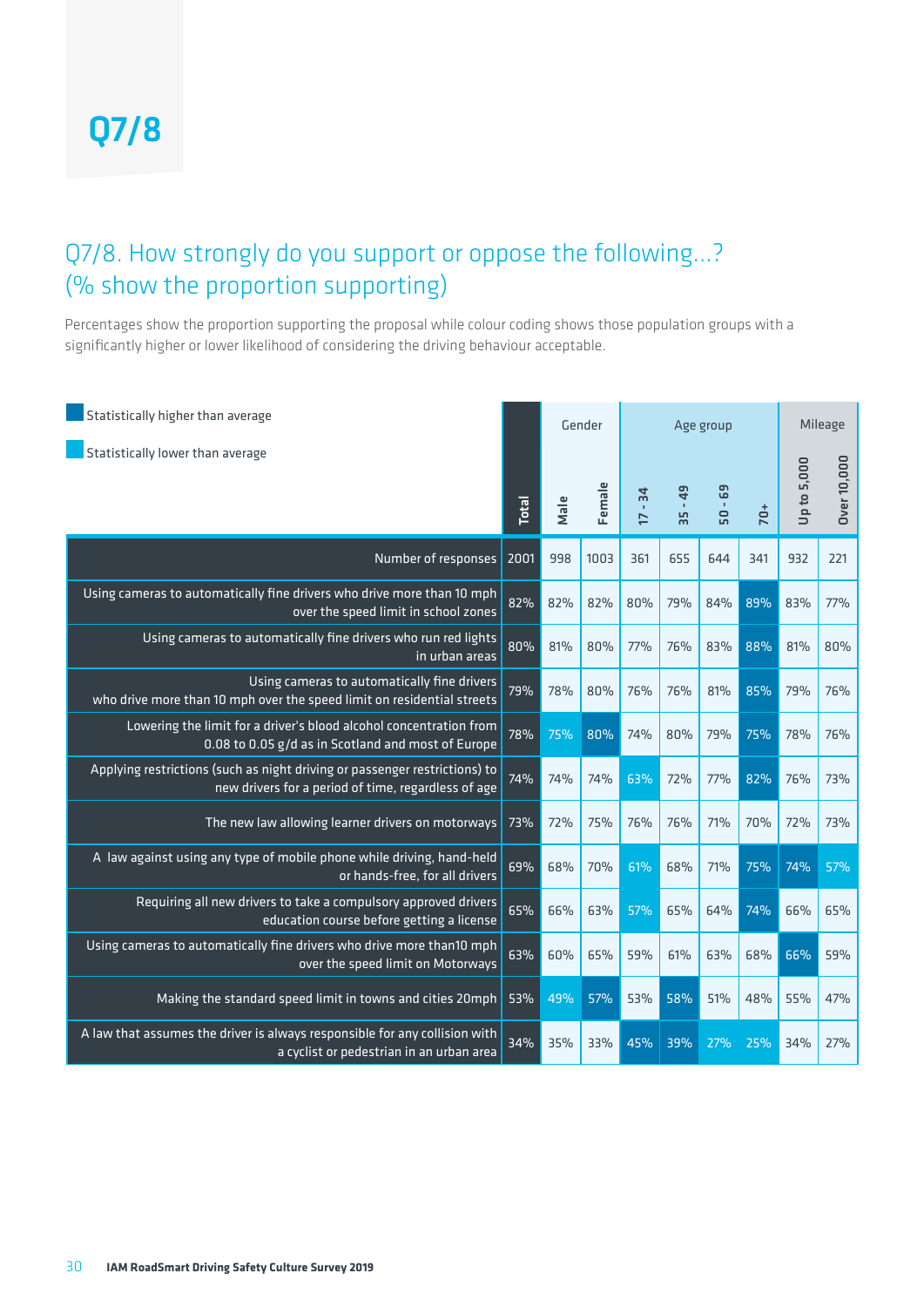# Q7/8

## Q7/8. How strongly do you support or oppose the following...? (% show the proportion supporting)

Percentages show the proportion supporting the proposal while colour coding shows those population groups with a significantly higher or lower likelihood of considering the driving behaviour acceptable.

Statistically higher than average

Statistically lower than average

| | Total | Gender | | Age group | | | | Mileage | |
|---|---|---|---|---|---|---|---|---|---|
| | | Male | Female | 17 - 34 | 35 - 49 | 50 - 69 | 70+ | Up to 5,000 | Over 10,000 |
| Number of responses | 2001 | 998 | 1003 | 361 | 655 | 644 | 341 | 932 | 221 |
| Using cameras to automatically fine drivers who drive more than 10 mph over the speed limit in school zones | 82% | 82% | 82% | 80% | 79% | 84% | 89% | 83% | 77% |
| Using cameras to automatically fine drivers who run red lights in urban areas | 80% | 81% | 80% | 77% | 76% | 83% | 88% | 81% | 80% |
| Using cameras to automatically fine drivers who drive more than 10 mph over the speed limit on residential streets | 79% | 78% | 80% | 76% | 76% | 81% | 85% | 79% | 76% |
| Lowering the limit for a driver's blood alcohol concentration from 0.08 to 0.05 g/d as in Scotland and most of Europe | 78% | 75% | 80% | 74% | 80% | 79% | 75% | 78% | 76% |
| Applying restrictions (such as night driving or passenger restrictions) to new drivers for a period of time, regardless of age | 74% | 74% | 74% | 63% | 72% | 77% | 82% | 76% | 73% |
| The new law allowing learner drivers on motorways | 73% | 72% | 75% | 76% | 76% | 71% | 70% | 72% | 73% |
| A law against using any type of mobile phone while driving, hand-held or hands-free, for all drivers | 69% | 68% | 70% | 61% | 68% | 71% | 75% | 74% | 57% |
| Requiring all new drivers to take a compulsory approved drivers education course before getting a license | 65% | 66% | 63% | 57% | 65% | 64% | 74% | 66% | 65% |
| Using cameras to automatically fine drivers who drive more than10 mph over the speed limit on Motorways | 63% | 60% | 65% | 59% | 61% | 63% | 68% | 66% | 59% |
| Making the standard speed limit in towns and cities 20mph | 53% | 49% | 57% | 53% | 58% | 51% | 48% | 55% | 47% |
| A law that assumes the driver is always responsible for any collision with a cyclist or pedestrian in an urban area | 34% | 35% | 33% | 45% | 39% | 27% | 25% | 34% | 27% |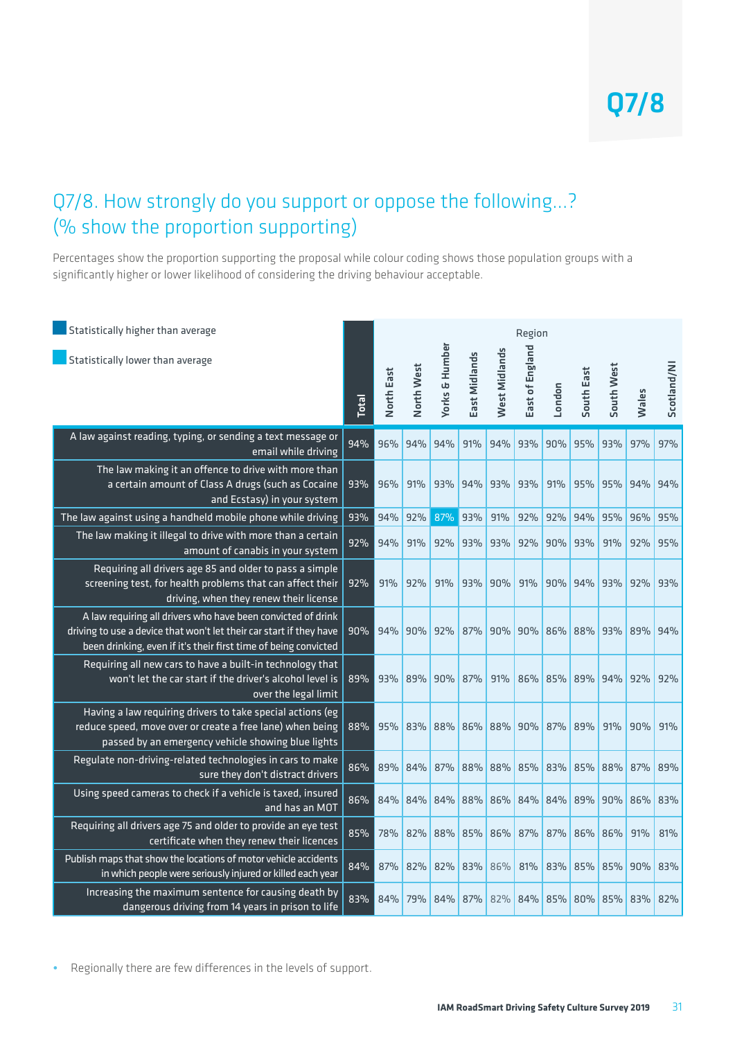# Q7/8

## Q7/8. How strongly do you support or oppose the following...? (% show the proportion supporting)

Percentages show the proportion supporting the proposal while colour coding shows those population groups with a significantly higher or lower likelihood of considering the driving behaviour acceptable.

Statistically higher than average

Statistically lower than average

| | Total | Region | | | | | | | | | | |
|---|---|---|---|---|---|---|---|---|---|---|---|---|
| | | North East | North West | Yorks & Humber | East Midlands | West Midlands | East of England | London | South East | South West | Wales | Scotland/NI |
| A law against reading, typing, or sending a text message or email while driving | 94% | 96% | 94% | 94% | 91% | 94% | 93% | 90% | 95% | 93% | 97% | 97% |
| The law making it an offence to drive with more than a certain amount of Class A drugs (such as Cocaine and Ecstasy) in your system | 93% | 96% | 91% | 93% | 94% | 93% | 93% | 91% | 95% | 95% | 94% | 94% |
| The law against using a handheld mobile phone while driving | 93% | 94% | 92% | 87% | 93% | 91% | 92% | 92% | 94% | 95% | 96% | 95% |
| The law making it illegal to drive with more than a certain amount of canabis in your system | 92% | 94% | 91% | 92% | 93% | 93% | 92% | 90% | 93% | 91% | 92% | 95% |
| Requiring all drivers age 85 and older to pass a simple screening test, for health problems that can affect their driving, when they renew their license | 92% | 91% | 92% | 91% | 93% | 90% | 91% | 90% | 94% | 93% | 92% | 93% |
| A law requiring all drivers who have been convicted of drink driving to use a device that won't let their car start if they have been drinking, even if it's their first time of being convicted | 90% | 94% | 90% | 92% | 87% | 90% | 90% | 86% | 88% | 93% | 89% | 94% |
| Requiring all new cars to have a built-in technology that won't let the car start if the driver's alcohol level is over the legal limit | 89% | 93% | 89% | 90% | 87% | 91% | 86% | 85% | 89% | 94% | 92% | 92% |
| Having a law requiring drivers to take special actions (eg reduce speed, move over or create a free lane) when being passed by an emergency vehicle showing blue lights | 88% | 95% | 83% | 88% | 86% | 88% | 90% | 87% | 89% | 91% | 90% | 91% |
| Regulate non-driving-related technologies in cars to make sure they don't distract drivers | 86% | 89% | 84% | 87% | 88% | 88% | 85% | 83% | 85% | 88% | 87% | 89% |
| Using speed cameras to check if a vehicle is taxed, insured and has an MOT | 86% | 84% | 84% | 84% | 88% | 86% | 84% | 84% | 89% | 90% | 86% | 83% |
| Requiring all drivers age 75 and older to provide an eye test certificate when they renew their licences | 85% | 78% | 82% | 88% | 85% | 86% | 87% | 87% | 86% | 86% | 91% | 81% |
| Publish maps that show the locations of motor vehicle accidents in which people were seriously injured or killed each year | 84% | 87% | 82% | 82% | 83% | 86% | 81% | 83% | 85% | 85% | 90% | 83% |
| Increasing the maximum sentence for causing death by dangerous driving from 14 years in prison to life | 83% | 84% | 79% | 84% | 87% | 82% | 84% | 85% | 80% | 85% | 83% | 82% |

- Regionally there are few differences in the levels of support.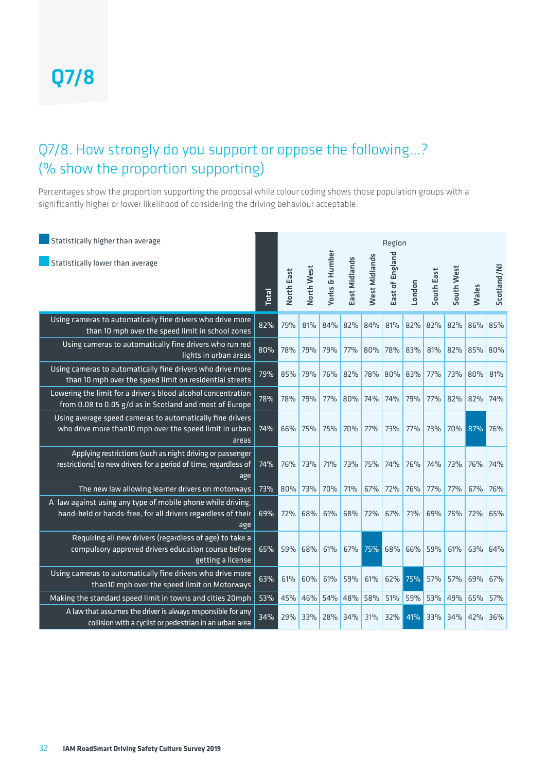# Q7/8

## Q7/8. How strongly do you support or oppose the following...? (% show the proportion supporting)

Percentages show the proportion supporting the proposal while colour coding shows those population groups with a significantly higher or lower likelihood of considering the driving behaviour acceptable.

Statistically higher than average

Statistically lower than average

| | Total | Region | | | | | | | | | | |
|---|---|---|---|---|---|---|---|---|---|---|---|---|
| | | North East | North West | Yorks & Humber | East Midlands | West Midlands | East of England | London | South East | South West | Wales | Scotland/NI |
| Using cameras to automatically fine drivers who drive more than 10 mph over the speed limit in school zones | 82% | 79% | 81% | 84% | 82% | 84% | 81% | 82% | 82% | 82% | 86% | 85% |
| Using cameras to automatically fine drivers who run red lights in urban areas | 80% | 78% | 79% | 79% | 77% | 80% | 78% | 83% | 81% | 82% | 85% | 80% |
| Using cameras to automatically fine drivers who drive more than 10 mph over the speed limit on residential streets | 79% | 85% | 79% | 76% | 82% | 78% | 80% | 83% | 77% | 73% | 80% | 81% |
| Lowering the limit for a driver's blood alcohol concentration from 0.08 to 0.05 g/d as in Scotland and most of Europe | 78% | 78% | 79% | 77% | 80% | 74% | 74% | 79% | 77% | 82% | 82% | 74% |
| Using average speed cameras to automatically fine drivers who drive more than10 mph over the speed limit in urban areas | 74% | 66% | 75% | 75% | 70% | 77% | 73% | 77% | 73% | 70% | 87% | 76% |
| Applying restrictions (such as night driving or passenger restrictions) to new drivers for a period of time, regardless of age | 74% | 76% | 73% | 71% | 73% | 75% | 74% | 76% | 74% | 73% | 76% | 74% |
| The new law allowing learner drivers on motorways | 73% | 80% | 73% | 70% | 71% | 67% | 72% | 76% | 77% | 77% | 67% | 76% |
| A law against using any type of mobile phone while driving, hand-held or hands-free, for all drivers regardless of their age | 69% | 72% | 68% | 61% | 68% | 72% | 67% | 71% | 69% | 75% | 72% | 65% |
| Requiring all new drivers (regardless of age) to take a compulsory approved drivers education course before getting a license | 65% | 59% | 68% | 61% | 67% | 75% | 68% | 66% | 59% | 61% | 63% | 64% |
| Using cameras to automatically fine drivers who drive more than10 mph over the speed limit on Motorways | 63% | 61% | 60% | 61% | 59% | 61% | 62% | 75% | 57% | 57% | 69% | 67% |
| Making the standard speed limit in towns and cities 20mph | 53% | 45% | 46% | 54% | 48% | 58% | 51% | 59% | 53% | 49% | 65% | 57% |
| A law that assumes the driver is always responsible for any collision with a cyclist or pedestrian in an urban area | 34% | 29% | 33% | 28% | 34% | 31% | 32% | 41% | 33% | 34% | 42% | 36% |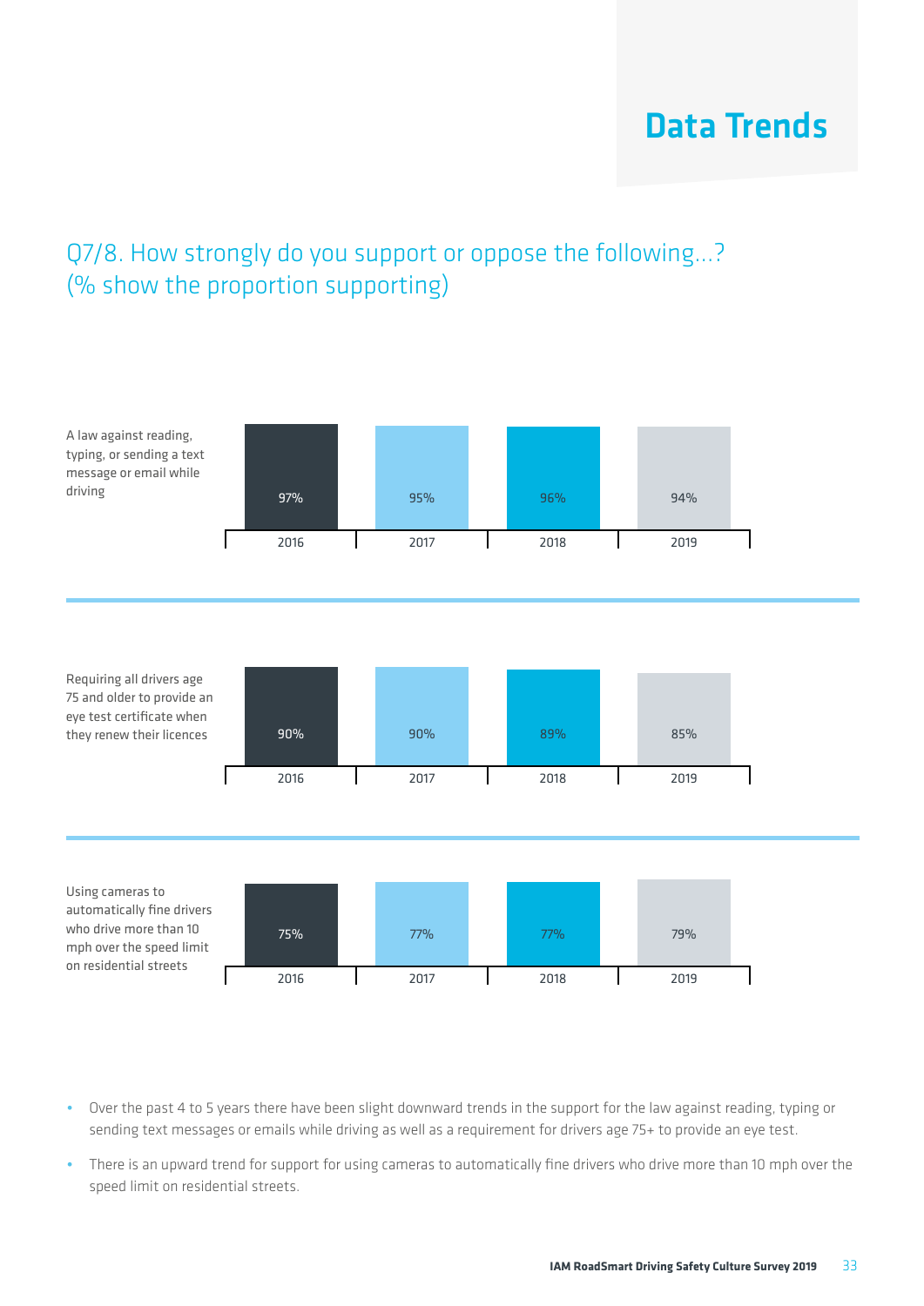# Data Trends

## Q7/8. How strongly do you support or oppose the following...? (% show the proportion supporting)

| | 2016 | 2017 | 2018 | 2019 |
|---|---|---|---|---|
| A law against reading, typing, or sending a text message or email while driving | 97% | 95% | 96% | 94% |
| Requiring all drivers age 75 and older to provide an eye test certificate when they renew their licences | 90% | 90% | 89% | 85% |
| Using cameras to automatically fine drivers who drive more than 10 mph over the speed limit on residential streets | 75% | 77% | 77% | 79% |

- Over the past 4 to 5 years there have been slight downward trends in the support for the law against reading, typing or sending text messages or emails while driving as well as a requirement for drivers age 75+ to provide an eye test.
- There is an upward trend for support for using cameras to automatically fine drivers who drive more than 10 mph over the speed limit on residential streets.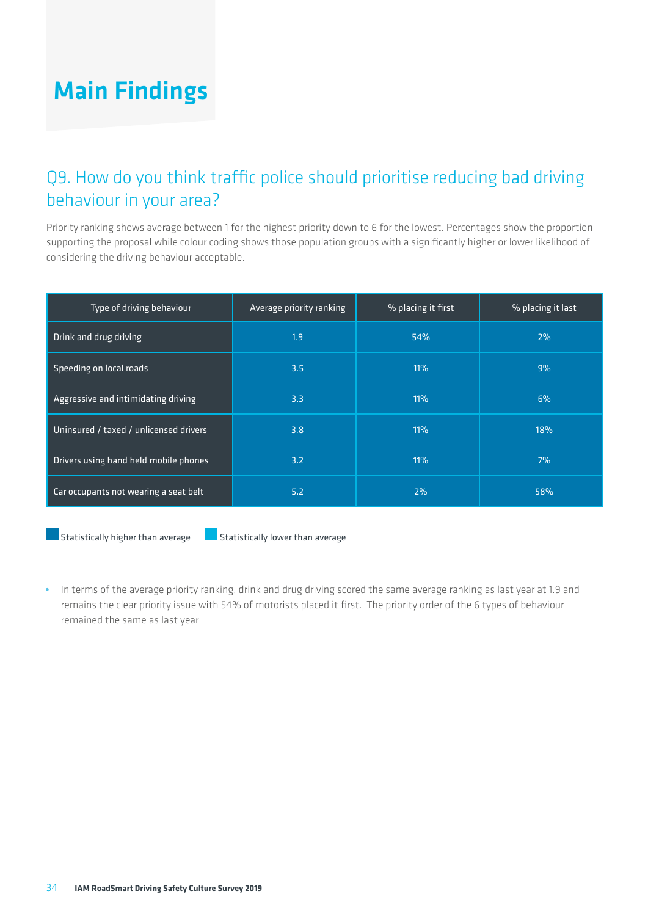# Main Findings

## Q9. How do you think traffic police should prioritise reducing bad driving behaviour in your area?

Priority ranking shows average between 1 for the highest priority down to 6 for the lowest. Percentages show the proportion supporting the proposal while colour coding shows those population groups with a significantly higher or lower likelihood of considering the driving behaviour acceptable.

| Type of driving behaviour | Average priority ranking | % placing it first | % placing it last |
|---|---|---|---|
| Drink and drug driving | 1.9 | 54% | 2% |
| Speeding on local roads | 3.5 | 11% | 9% |
| Aggressive and intimidating driving | 3.3 | 11% | 6% |
| Uninsured / taxed / unlicensed drivers | 3.8 | 11% | 18% |
| Drivers using hand held mobile phones | 3.2 | 11% | 7% |
| Car occupants not wearing a seat belt | 5.2 | 2% | 58% |

Statistically higher than average | Statistically lower than average

- In terms of the average priority ranking, drink and drug driving scored the same average ranking as last year at 1.9 and remains the clear priority issue with 54% of motorists placed it first. The priority order of the 6 types of behaviour remained the same as last year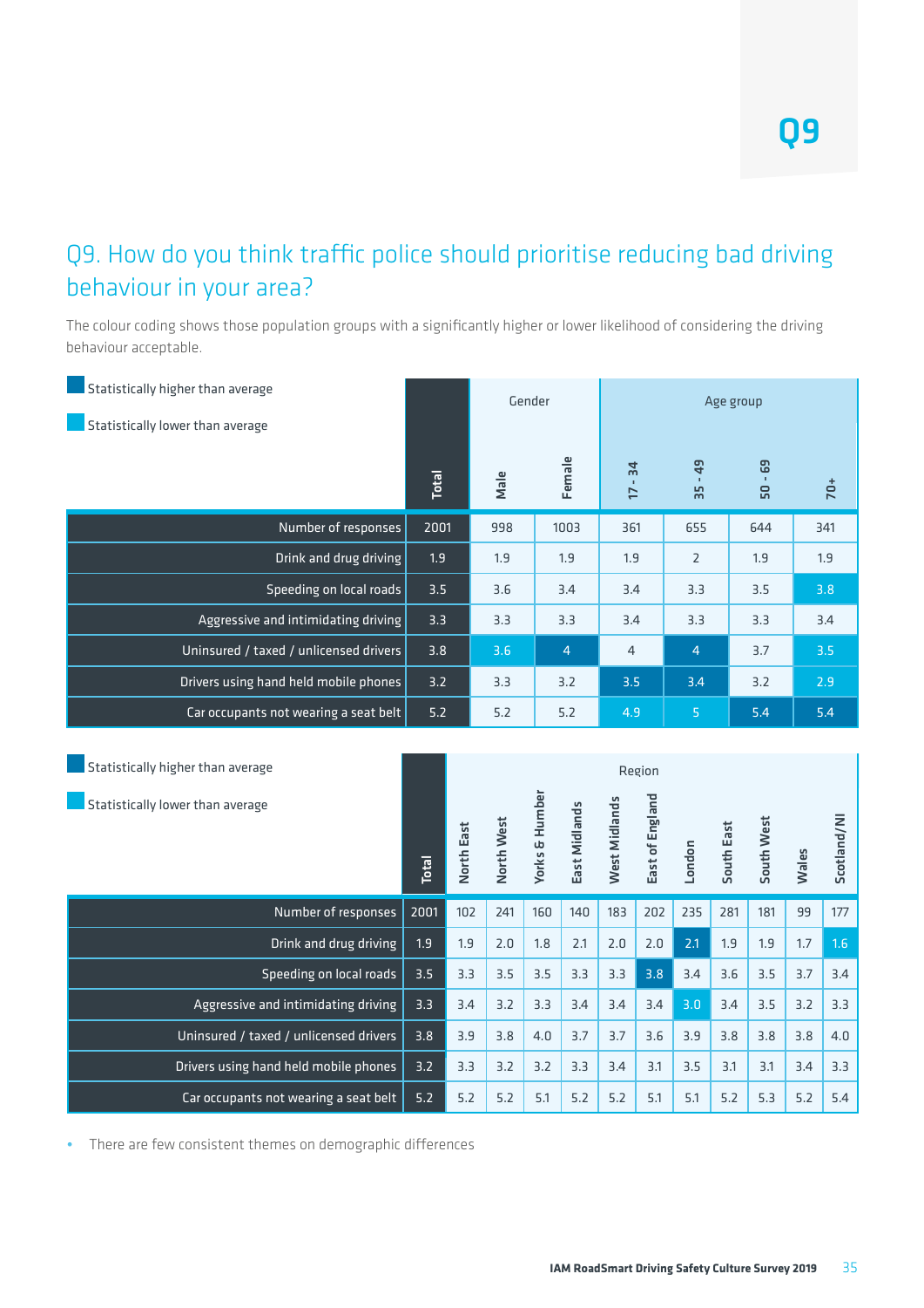Q9

# Q9. How do you think traffic police should prioritise reducing bad driving behaviour in your area?

The colour coding shows those population groups with a significantly higher or lower likelihood of considering the driving behaviour acceptable.

Statistically higher than average

Statistically lower than average

| | Total | Gender | | Age group | | | |
|---|---|---|---|---|---|---|---|
| | | Male | Female | 17 - 34 | 35 - 49 | 50 - 69 | 70+ |
| Number of responses | 2001 | 998 | 1003 | 361 | 655 | 644 | 341 |
| Drink and drug driving | 1.9 | 1.9 | 1.9 | 1.9 | 2 | 1.9 | 1.9 |
| Speeding on local roads | 3.5 | 3.6 | 3.4 | 3.4 | 3.3 | 3.5 | 3.8 |
| Aggressive and intimidating driving | 3.3 | 3.3 | 3.3 | 3.4 | 3.3 | 3.3 | 3.4 |
| Uninsured / taxed / unlicensed drivers | 3.8 | 3.6 | 4 | 4 | 4 | 3.7 | 3.5 |
| Drivers using hand held mobile phones | 3.2 | 3.3 | 3.2 | 3.5 | 3.4 | 3.2 | 2.9 |
| Car occupants not wearing a seat belt | 5.2 | 5.2 | 5.2 | 4.9 | 5 | 5.4 | 5.4 |

Statistically higher than average

Statistically lower than average

| | Total | Region | | | | | | | | | | |
|---|---|---|---|---|---|---|---|---|---|---|---|---|
| | | North East | North West | Yorks & Humber | East Midlands | West Midlands | East of England | London | South East | South West | Wales | Scotland/NI |
| Number of responses | 2001 | 102 | 241 | 160 | 140 | 183 | 202 | 235 | 281 | 181 | 99 | 177 |
| Drink and drug driving | 1.9 | 1.9 | 2.0 | 1.8 | 2.1 | 2.0 | 2.0 | 2.1 | 1.9 | 1.9 | 1.7 | 1.6 |
| Speeding on local roads | 3.5 | 3.3 | 3.5 | 3.5 | 3.3 | 3.3 | 3.8 | 3.4 | 3.6 | 3.5 | 3.7 | 3.4 |
| Aggressive and intimidating driving | 3.3 | 3.4 | 3.2 | 3.3 | 3.4 | 3.4 | 3.4 | 3.0 | 3.4 | 3.5 | 3.2 | 3.3 |
| Uninsured / taxed / unlicensed drivers | 3.8 | 3.9 | 3.8 | 4.0 | 3.7 | 3.7 | 3.6 | 3.9 | 3.8 | 3.8 | 3.8 | 4.0 |
| Drivers using hand held mobile phones | 3.2 | 3.3 | 3.2 | 3.2 | 3.3 | 3.4 | 3.1 | 3.5 | 3.1 | 3.1 | 3.4 | 3.3 |
| Car occupants not wearing a seat belt | 5.2 | 5.2 | 5.2 | 5.1 | 5.2 | 5.2 | 5.1 | 5.1 | 5.2 | 5.3 | 5.2 | 5.4 |

- There are few consistent themes on demographic differences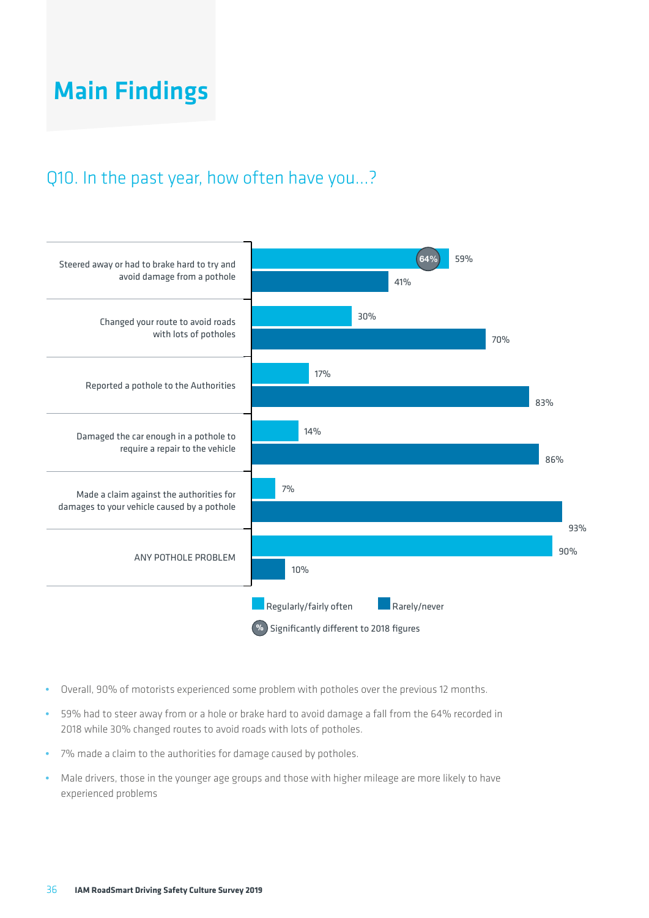# Main Findings

## Q10. In the past year, how often have you...?

| | Regularly/fairly often | Rarely/never |
|---|---|---|
| Steered away or had to brake hard to try and avoid damage from a pothole | 59% (64%) | 41% |
| Changed your route to avoid roads with lots of potholes | 30% | 70% |
| Reported a pothole to the Authorities | 17% | 83% |
| Damaged the car enough in a pothole to require a repair to the vehicle | 14% | 86% |
| Made a claim against the authorities for damages to your vehicle caused by a pothole | 7% | 93% |
| ANY POTHOLE PROBLEM | 90% | 10% |

(%) Significantly different to 2018 figures

- Overall, 90% of motorists experienced some problem with potholes over the previous 12 months.
- 59% had to steer away from or a hole or brake hard to avoid damage a fall from the 64% recorded in 2018 while 30% changed routes to avoid roads with lots of potholes.
- 7% made a claim to the authorities for damage caused by potholes.
- Male drivers, those in the younger age groups and those with higher mileage are more likely to have experienced problems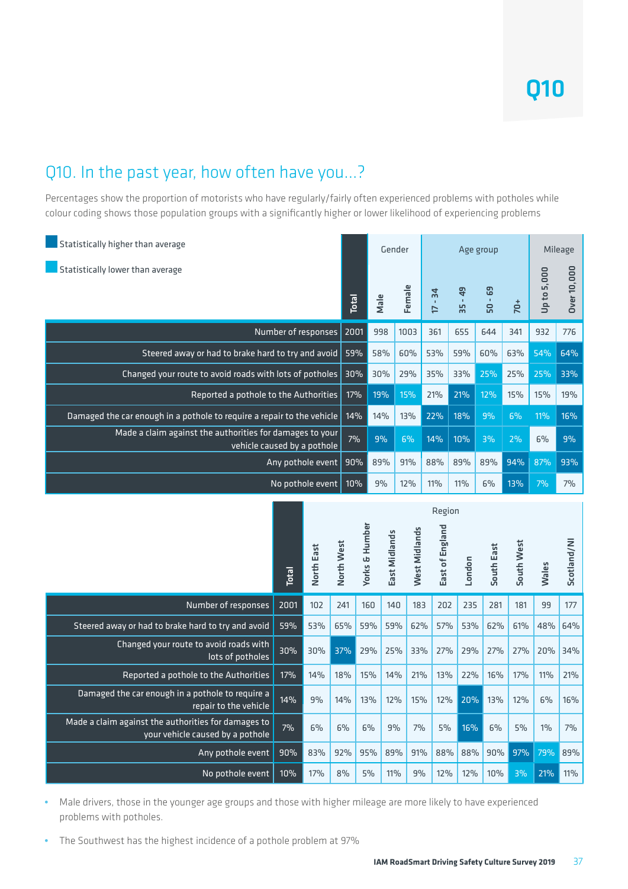# Q10

## Q10. In the past year, how often have you...?

Percentages show the proportion of motorists who have regularly/fairly often experienced problems with potholes while colour coding shows those population groups with a significantly higher or lower likelihood of experiencing problems

- Statistically higher than average
- Statistically lower than average

| | Total | Gender | | Age group | | | | Mileage | |
|---|---|---|---|---|---|---|---|---|---|
| | | Male | Female | 17 - 34 | 35 - 49 | 50 - 69 | 70+ | Up to 5,000 | Over 10,000 |
| Number of responses | 2001 | 998 | 1003 | 361 | 655 | 644 | 341 | 932 | 776 |
| Steered away or had to brake hard to try and avoid | 59% | 58% | 60% | 53% | 59% | 60% | 63% | 54% | 64% |
| Changed your route to avoid roads with lots of potholes | 30% | 30% | 29% | 35% | 33% | 25% | 25% | 25% | 33% |
| Reported a pothole to the Authorities | 17% | 19% | 15% | 21% | 21% | 12% | 15% | 15% | 19% |
| Damaged the car enough in a pothole to require a repair to the vehicle | 14% | 14% | 13% | 22% | 18% | 9% | 6% | 11% | 16% |
| Made a claim against the authorities for damages to your vehicle caused by a pothole | 7% | 9% | 6% | 14% | 10% | 3% | 2% | 6% | 9% |
| Any pothole event | 90% | 89% | 91% | 88% | 89% | 89% | 94% | 87% | 93% |
| No pothole event | 10% | 9% | 12% | 11% | 11% | 6% | 13% | 7% | 7% |

| | Total | Region | | | | | | | | | | |
|---|---|---|---|---|---|---|---|---|---|---|---|---|
| | | North East | North West | Yorks & Humber | East Midlands | West Midlands | East of England | London | South East | South West | Wales | Scotland/NI |
| Number of responses | 2001 | 102 | 241 | 160 | 140 | 183 | 202 | 235 | 281 | 181 | 99 | 177 |
| Steered away or had to brake hard to try and avoid | 59% | 53% | 65% | 59% | 59% | 62% | 57% | 53% | 62% | 61% | 48% | 64% |
| Changed your route to avoid roads with lots of potholes | 30% | 30% | 37% | 29% | 25% | 33% | 27% | 29% | 27% | 27% | 20% | 34% |
| Reported a pothole to the Authorities | 17% | 14% | 18% | 15% | 14% | 21% | 13% | 22% | 16% | 17% | 11% | 21% |
| Damaged the car enough in a pothole to require a repair to the vehicle | 14% | 9% | 14% | 13% | 12% | 15% | 12% | 20% | 13% | 12% | 6% | 16% |
| Made a claim against the authorities for damages to your vehicle caused by a pothole | 7% | 6% | 6% | 6% | 9% | 7% | 5% | 16% | 6% | 5% | 1% | 7% |
| Any pothole event | 90% | 83% | 92% | 95% | 89% | 91% | 88% | 88% | 90% | 97% | 79% | 89% |
| No pothole event | 10% | 17% | 8% | 5% | 11% | 9% | 12% | 12% | 10% | 3% | 21% | 11% |

- Male drivers, those in the younger age groups and those with higher mileage are more likely to have experienced problems with potholes.
- The Southwest has the highest incidence of a pothole problem at 97%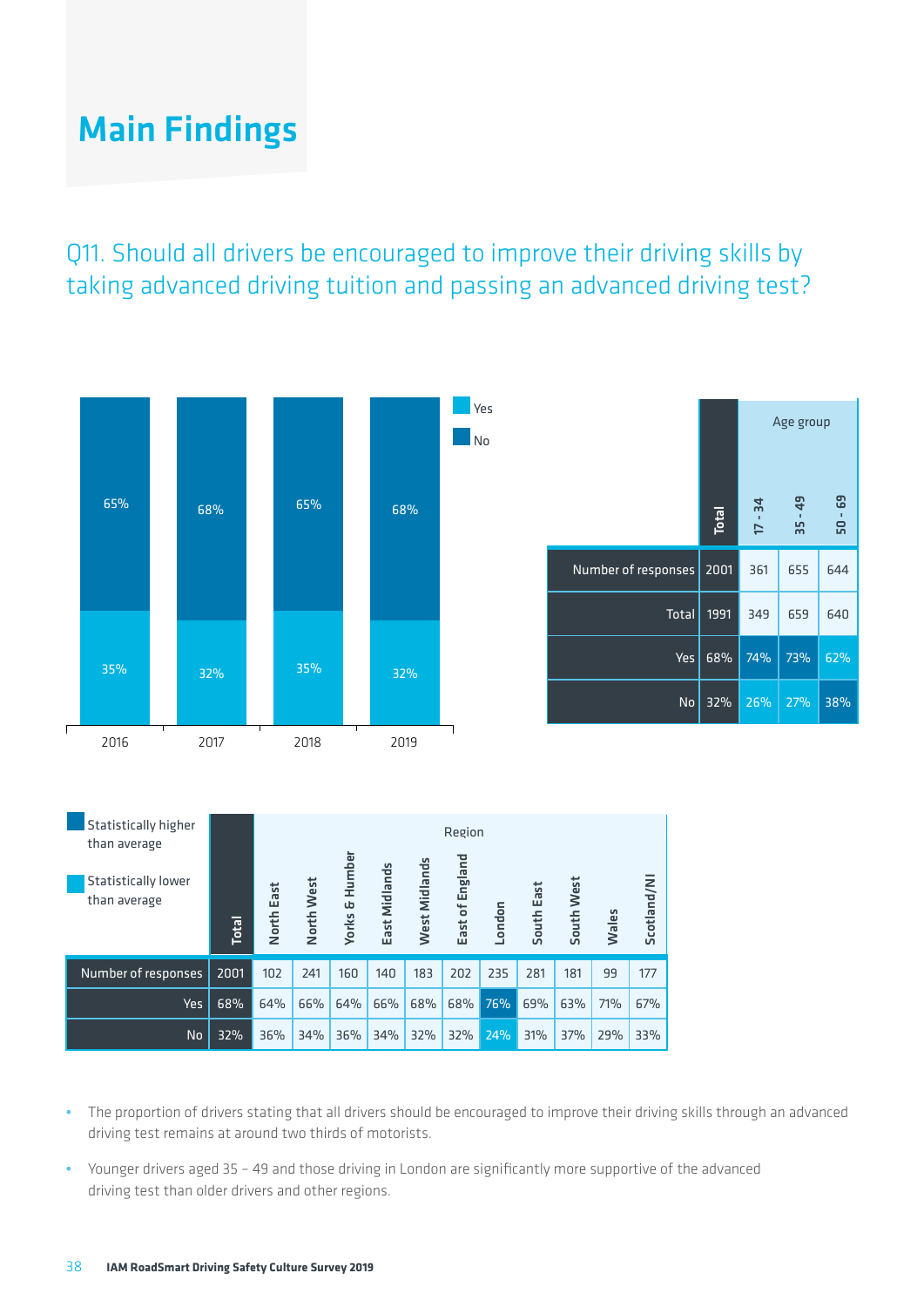# Main Findings

## Q11. Should all drivers be encouraged to improve their driving skills by taking advanced driving tuition and passing an advanced driving test?

| | 2016 | 2017 | 2018 | 2019 |
|---|---|---|---|---|
| No | 65% | 68% | 65% | 68% |
| Yes | 35% | 32% | 35% | 32% |

| | Total | Age group 17 - 34 | 35 - 49 | 50 - 69 |
|---|---|---|---|---|
| Number of responses | 2001 | 361 | 655 | 644 |
| Total | 1991 | 349 | 659 | 640 |
| Yes | 68% | 74% | 73% | 62% |
| No | 32% | 26% | 27% | 38% |

Statistically higher than average

Statistically lower than average

| | Total | North East | North West | Yorks & Humber | East Midlands | West Midlands | East of England | London | South East | South West | Wales | Scotland/NI |
|---|---|---|---|---|---|---|---|---|---|---|---|---|
| Number of responses | 2001 | 102 | 241 | 160 | 140 | 183 | 202 | 235 | 281 | 181 | 99 | 177 |
| Yes | 68% | 64% | 66% | 64% | 66% | 68% | 68% | 76% | 69% | 63% | 71% | 67% |
| No | 32% | 36% | 34% | 36% | 34% | 32% | 32% | 24% | 31% | 37% | 29% | 33% |

- The proportion of drivers stating that all drivers should be encouraged to improve their driving skills through an advanced driving test remains at around two thirds of motorists.
- Younger drivers aged 35 – 49 and those driving in London are significantly more supportive of the advanced driving test than older drivers and other regions.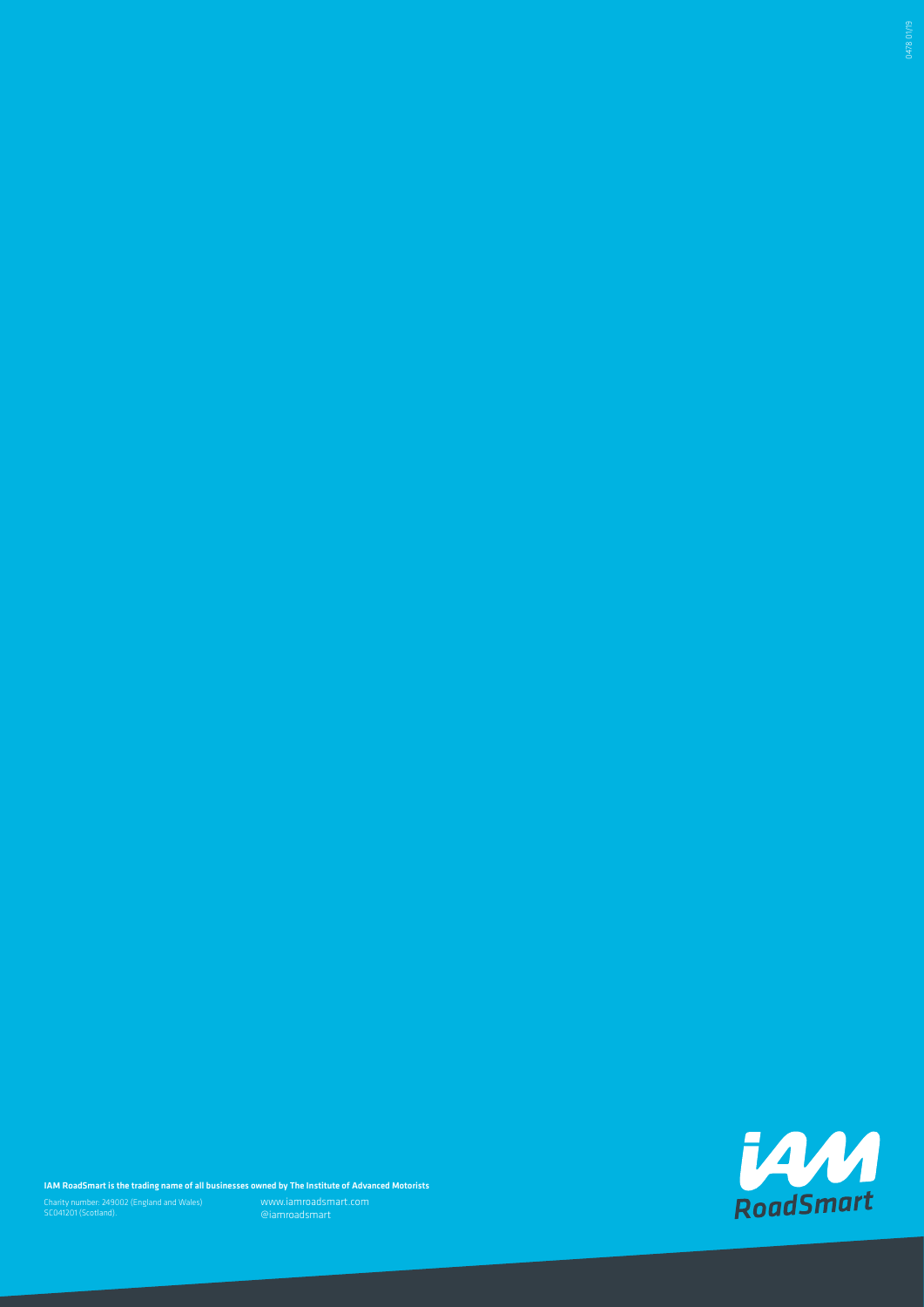**IAM RoadSmart is the trading name of all businesses owned by The Institute of Advanced Motorists**

Charity number: 249002 (England and Wales)
SC041201 (Scotland).

www.iamroadsmart.com
@iamroadsmart

iAM RoadSmart

0478 01/19